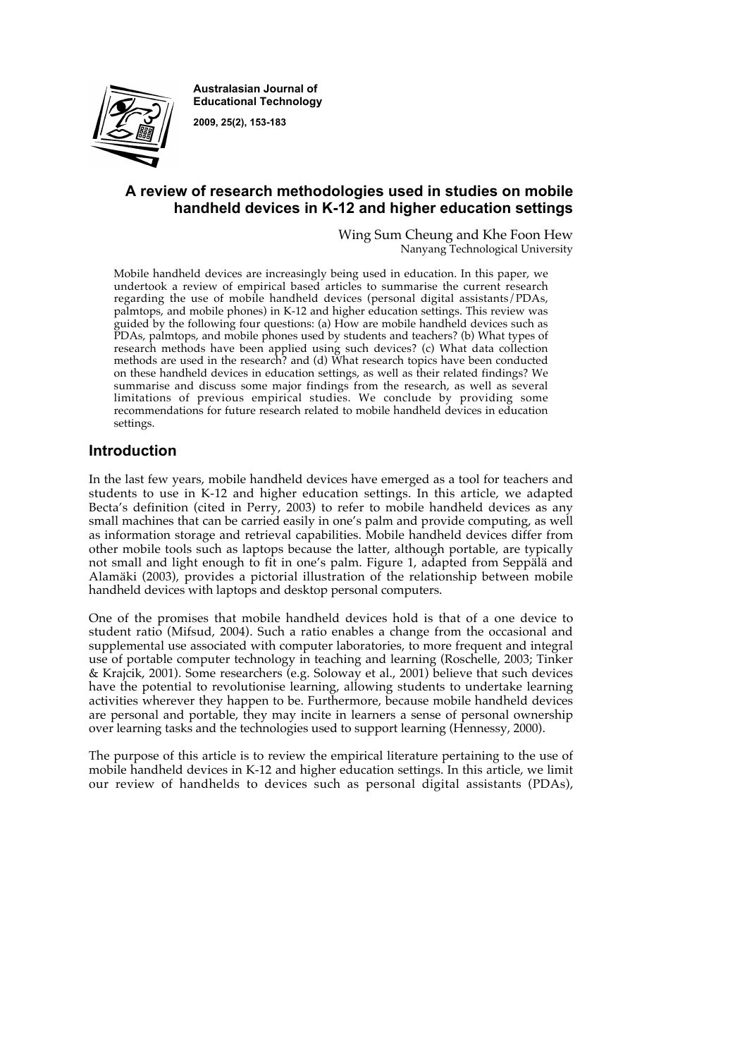**Australasian Journal of Educational Technology**

**2009, 25(2), 153-183**

# A review of research methodologies used in studies on mobile handheld devices in K-12 and higher education settings

Wing Sum Cheung and Khe Foon Hew
Nanyang Technological University

Mobile handheld devices are increasingly being used in education. In this paper, we undertook a review of empirical based articles to summarise the current research regarding the use of mobile handheld devices (personal digital assistants/PDAs, palmtops, and mobile phones) in K-12 and higher education settings. This review was guided by the following four questions: (a) How are mobile handheld devices such as PDAs, palmtops, and mobile phones used by students and teachers? (b) What types of research methods have been applied using such devices? (c) What data collection methods are used in the research? and (d) What research topics have been conducted on these handheld devices in education settings, as well as their related findings? We summarise and discuss some major findings from the research, as well as several limitations of previous empirical studies. We conclude by providing some recommendations for future research related to mobile handheld devices in education settings.

## Introduction

In the last few years, mobile handheld devices have emerged as a tool for teachers and students to use in K-12 and higher education settings. In this article, we adapted Becta's definition (cited in Perry, 2003) to refer to mobile handheld devices as any small machines that can be carried easily in one's palm and provide computing, as well as information storage and retrieval capabilities. Mobile handheld devices differ from other mobile tools such as laptops because the latter, although portable, are typically not small and light enough to fit in one's palm. Figure 1, adapted from Seppälä and Alamäki (2003), provides a pictorial illustration of the relationship between mobile handheld devices with laptops and desktop personal computers.

One of the promises that mobile handheld devices hold is that of a one device to student ratio (Mifsud, 2004). Such a ratio enables a change from the occasional and supplemental use associated with computer laboratories, to more frequent and integral use of portable computer technology in teaching and learning (Roschelle, 2003; Tinker & Krajcik, 2001). Some researchers (e.g. Soloway et al., 2001) believe that such devices have the potential to revolutionise learning, allowing students to undertake learning activities wherever they happen to be. Furthermore, because mobile handheld devices are personal and portable, they may incite in learners a sense of personal ownership over learning tasks and the technologies used to support learning (Hennessy, 2000).

The purpose of this article is to review the empirical literature pertaining to the use of mobile handheld devices in K-12 and higher education settings. In this article, we limit our review of handhelds to devices such as personal digital assistants (PDAs),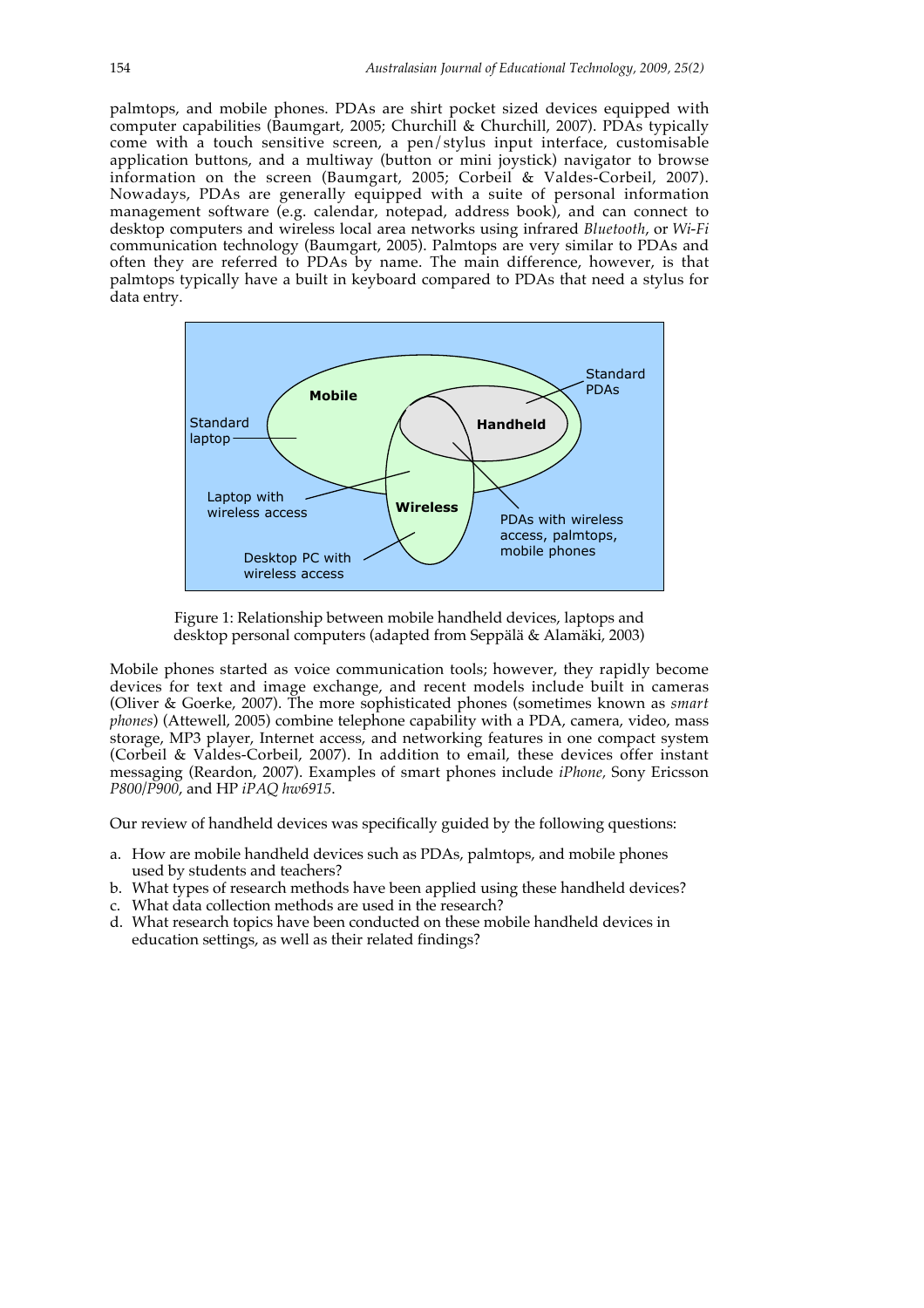palmtops, and mobile phones. PDAs are shirt pocket sized devices equipped with computer capabilities (Baumgart, 2005; Churchill & Churchill, 2007). PDAs typically come with a touch sensitive screen, a pen/stylus input interface, customisable application buttons, and a multiway (button or mini joystick) navigator to browse information on the screen (Baumgart, 2005; Corbeil & Valdes-Corbeil, 2007). Nowadays, PDAs are generally equipped with a suite of personal information management software (e.g. calendar, notepad, address book), and can connect to desktop computers and wireless local area networks using infrared *Bluetooth*, or *Wi-Fi* communication technology (Baumgart, 2005). Palmtops are very similar to PDAs and often they are referred to PDAs by name. The main difference, however, is that palmtops typically have a built in keyboard compared to PDAs that need a stylus for data entry.

Figure 1: Relationship between mobile handheld devices, laptops and desktop personal computers (adapted from Seppälä & Alamäki, 2003)

Mobile phones started as voice communication tools; however, they rapidly become devices for text and image exchange, and recent models include built in cameras (Oliver & Goerke, 2007). The more sophisticated phones (sometimes known as *smart phones*) (Attewell, 2005) combine telephone capability with a PDA, camera, video, mass storage, MP3 player, Internet access, and networking features in one compact system (Corbeil & Valdes-Corbeil, 2007). In addition to email, these devices offer instant messaging (Reardon, 2007). Examples of smart phones include *iPhone*, Sony Ericsson *P800/P900*, and HP *iPAQ hw6915*.

Our review of handheld devices was specifically guided by the following questions:

a. How are mobile handheld devices such as PDAs, palmtops, and mobile phones used by students and teachers?
b. What types of research methods have been applied using these handheld devices?
c. What data collection methods are used in the research?
d. What research topics have been conducted on these mobile handheld devices in education settings, as well as their related findings?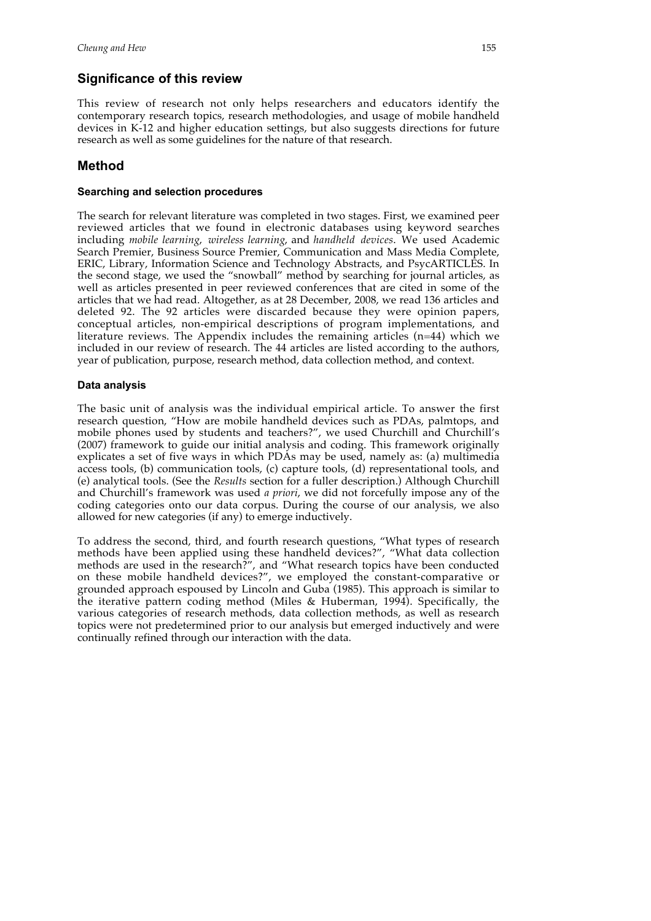## Significance of this review

This review of research not only helps researchers and educators identify the contemporary research topics, research methodologies, and usage of mobile handheld devices in K-12 and higher education settings, but also suggests directions for future research as well as some guidelines for the nature of that research.

## Method

### Searching and selection procedures

The search for relevant literature was completed in two stages. First, we examined peer reviewed articles that we found in electronic databases using keyword searches including *mobile learning*, *wireless learning*, and *handheld devices*. We used Academic Search Premier, Business Source Premier, Communication and Mass Media Complete, ERIC, Library, Information Science and Technology Abstracts, and PsycARTICLES. In the second stage, we used the "snowball" method by searching for journal articles, as well as articles presented in peer reviewed conferences that are cited in some of the articles that we had read. Altogether, as at 28 December, 2008, we read 136 articles and deleted 92. The 92 articles were discarded because they were opinion papers, conceptual articles, non-empirical descriptions of program implementations, and literature reviews. The Appendix includes the remaining articles (n=44) which we included in our review of research. The 44 articles are listed according to the authors, year of publication, purpose, research method, data collection method, and context.

### Data analysis

The basic unit of analysis was the individual empirical article. To answer the first research question, "How are mobile handheld devices such as PDAs, palmtops, and mobile phones used by students and teachers?", we used Churchill and Churchill's (2007) framework to guide our initial analysis and coding. This framework originally explicates a set of five ways in which PDAs may be used, namely as: (a) multimedia access tools, (b) communication tools, (c) capture tools, (d) representational tools, and (e) analytical tools. (See the *Results* section for a fuller description.) Although Churchill and Churchill's framework was used *a priori*, we did not forcefully impose any of the coding categories onto our data corpus. During the course of our analysis, we also allowed for new categories (if any) to emerge inductively.

To address the second, third, and fourth research questions, "What types of research methods have been applied using these handheld devices?", "What data collection methods are used in the research?", and "What research topics have been conducted on these mobile handheld devices?", we employed the constant-comparative or grounded approach espoused by Lincoln and Guba (1985). This approach is similar to the iterative pattern coding method (Miles & Huberman, 1994). Specifically, the various categories of research methods, data collection methods, as well as research topics were not predetermined prior to our analysis but emerged inductively and were continually refined through our interaction with the data.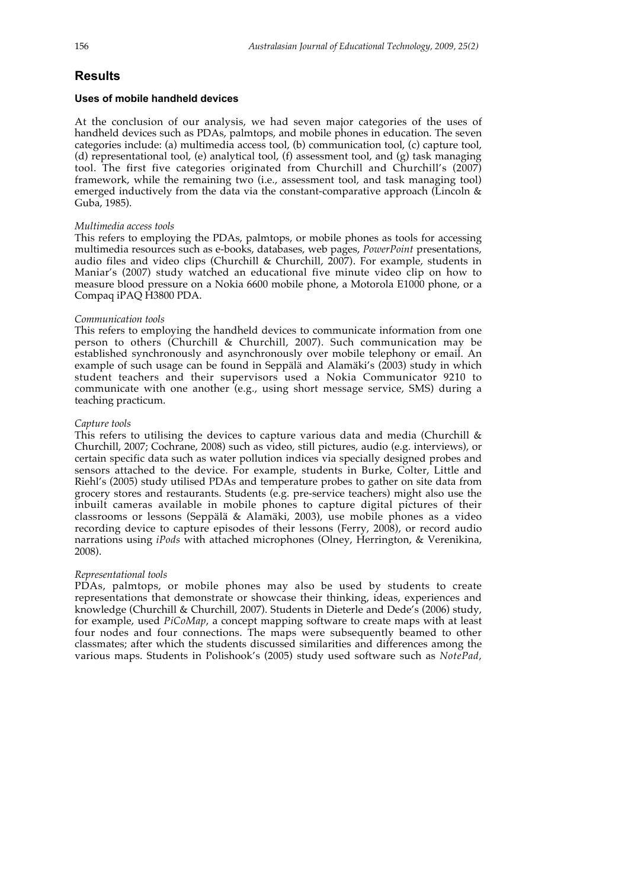## Results

### Uses of mobile handheld devices

At the conclusion of our analysis, we had seven major categories of the uses of handheld devices such as PDAs, palmtops, and mobile phones in education. The seven categories include: (a) multimedia access tool, (b) communication tool, (c) capture tool, (d) representational tool, (e) analytical tool, (f) assessment tool, and (g) task managing tool. The first five categories originated from Churchill and Churchill's (2007) framework, while the remaining two (i.e., assessment tool, and task managing tool) emerged inductively from the data via the constant-comparative approach (Lincoln & Guba, 1985).

*Multimedia access tools*

This refers to employing the PDAs, palmtops, or mobile phones as tools for accessing multimedia resources such as e-books, databases, web pages, *PowerPoint* presentations, audio files and video clips (Churchill & Churchill, 2007). For example, students in Maniar's (2007) study watched an educational five minute video clip on how to measure blood pressure on a Nokia 6600 mobile phone, a Motorola E1000 phone, or a Compaq iPAQ H3800 PDA.

*Communication tools*

This refers to employing the handheld devices to communicate information from one person to others (Churchill & Churchill, 2007). Such communication may be established synchronously and asynchronously over mobile telephony or email. An example of such usage can be found in Seppälä and Alamäki's (2003) study in which student teachers and their supervisors used a Nokia Communicator 9210 to communicate with one another (e.g., using short message service, SMS) during a teaching practicum.

*Capture tools*

This refers to utilising the devices to capture various data and media (Churchill & Churchill, 2007; Cochrane, 2008) such as video, still pictures, audio (e.g. interviews), or certain specific data such as water pollution indices via specially designed probes and sensors attached to the device. For example, students in Burke, Colter, Little and Riehl's (2005) study utilised PDAs and temperature probes to gather on site data from grocery stores and restaurants. Students (e.g. pre-service teachers) might also use the inbuilt cameras available in mobile phones to capture digital pictures of their classrooms or lessons (Seppälä & Alamäki, 2003), use mobile phones as a video recording device to capture episodes of their lessons (Ferry, 2008), or record audio narrations using *iPods* with attached microphones (Olney, Herrington, & Verenikina, 2008).

*Representational tools*

PDAs, palmtops, or mobile phones may also be used by students to create representations that demonstrate or showcase their thinking, ideas, experiences and knowledge (Churchill & Churchill, 2007). Students in Dieterle and Dede's (2006) study, for example, used *PiCoMap*, a concept mapping software to create maps with at least four nodes and four connections. The maps were subsequently beamed to other classmates; after which the students discussed similarities and differences among the various maps. Students in Polishook's (2005) study used software such as *NotePad,*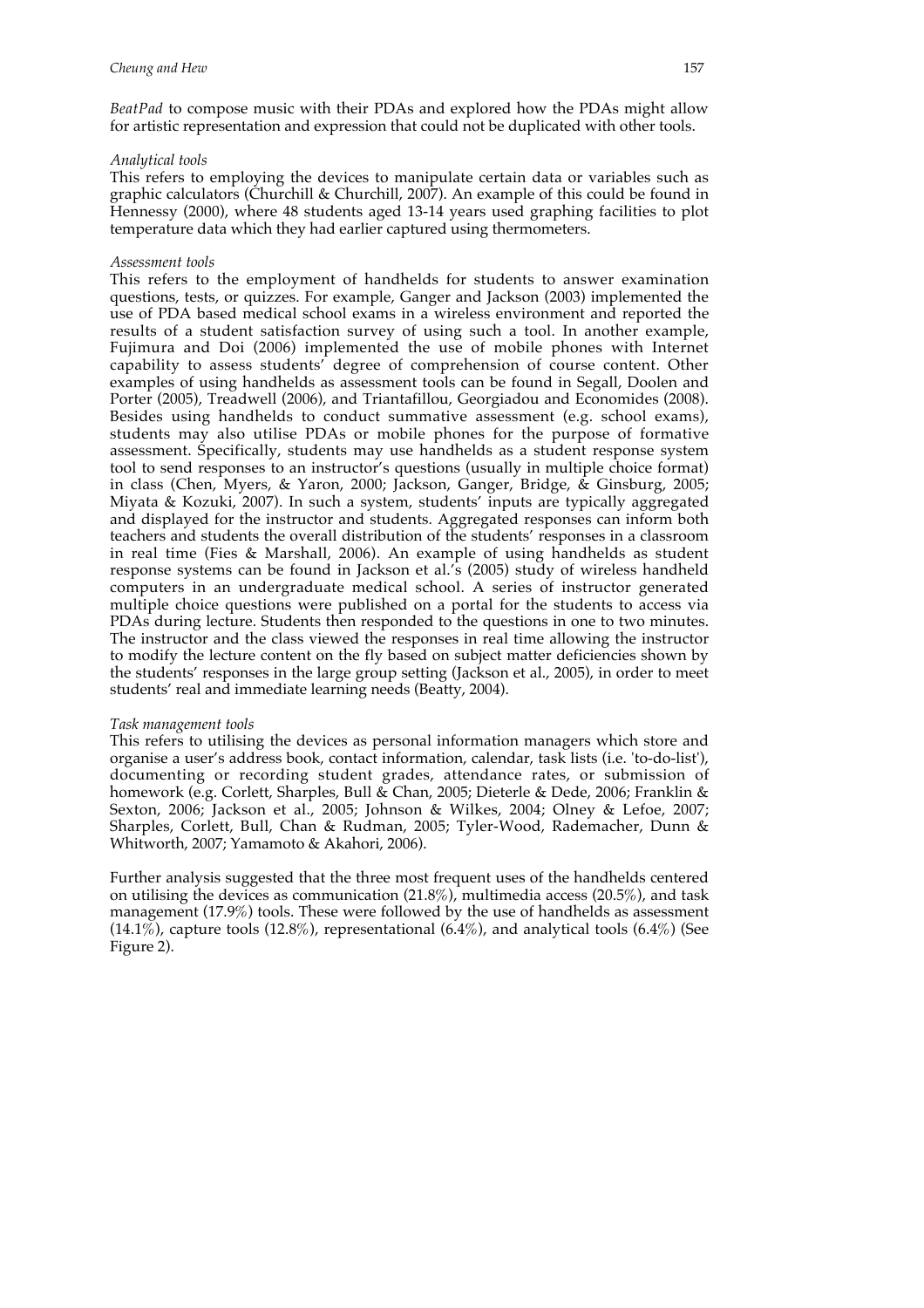*BeatPad* to compose music with their PDAs and explored how the PDAs might allow for artistic representation and expression that could not be duplicated with other tools.

*Analytical tools*

This refers to employing the devices to manipulate certain data or variables such as graphic calculators (Churchill & Churchill, 2007). An example of this could be found in Hennessy (2000), where 48 students aged 13-14 years used graphing facilities to plot temperature data which they had earlier captured using thermometers.

*Assessment tools*

This refers to the employment of handhelds for students to answer examination questions, tests, or quizzes. For example, Ganger and Jackson (2003) implemented the use of PDA based medical school exams in a wireless environment and reported the results of a student satisfaction survey of using such a tool. In another example, Fujimura and Doi (2006) implemented the use of mobile phones with Internet capability to assess students' degree of comprehension of course content. Other examples of using handhelds as assessment tools can be found in Segall, Doolen and Porter (2005), Treadwell (2006), and Triantafillou, Georgiadou and Economides (2008). Besides using handhelds to conduct summative assessment (e.g. school exams), students may also utilise PDAs or mobile phones for the purpose of formative assessment. Specifically, students may use handhelds as a student response system tool to send responses to an instructor's questions (usually in multiple choice format) in class (Chen, Myers, & Yaron, 2000; Jackson, Ganger, Bridge, & Ginsburg, 2005; Miyata & Kozuki, 2007). In such a system, students' inputs are typically aggregated and displayed for the instructor and students. Aggregated responses can inform both teachers and students the overall distribution of the students' responses in a classroom in real time (Fies & Marshall, 2006). An example of using handhelds as student response systems can be found in Jackson et al.'s (2005) study of wireless handheld computers in an undergraduate medical school. A series of instructor generated multiple choice questions were published on a portal for the students to access via PDAs during lecture. Students then responded to the questions in one to two minutes. The instructor and the class viewed the responses in real time allowing the instructor to modify the lecture content on the fly based on subject matter deficiencies shown by the students' responses in the large group setting (Jackson et al., 2005), in order to meet students' real and immediate learning needs (Beatty, 2004).

*Task management tools*

This refers to utilising the devices as personal information managers which store and organise a user's address book, contact information, calendar, task lists (i.e. 'to-do-list'), documenting or recording student grades, attendance rates, or submission of homework (e.g. Corlett, Sharples, Bull & Chan, 2005; Dieterle & Dede, 2006; Franklin & Sexton, 2006; Jackson et al., 2005; Johnson & Wilkes, 2004; Olney & Lefoe, 2007; Sharples, Corlett, Bull, Chan & Rudman, 2005; Tyler-Wood, Rademacher, Dunn & Whitworth, 2007; Yamamoto & Akahori, 2006).

Further analysis suggested that the three most frequent uses of the handhelds centered on utilising the devices as communication (21.8%), multimedia access (20.5%), and task management (17.9%) tools. These were followed by the use of handhelds as assessment (14.1%), capture tools (12.8%), representational (6.4%), and analytical tools (6.4%) (See Figure 2).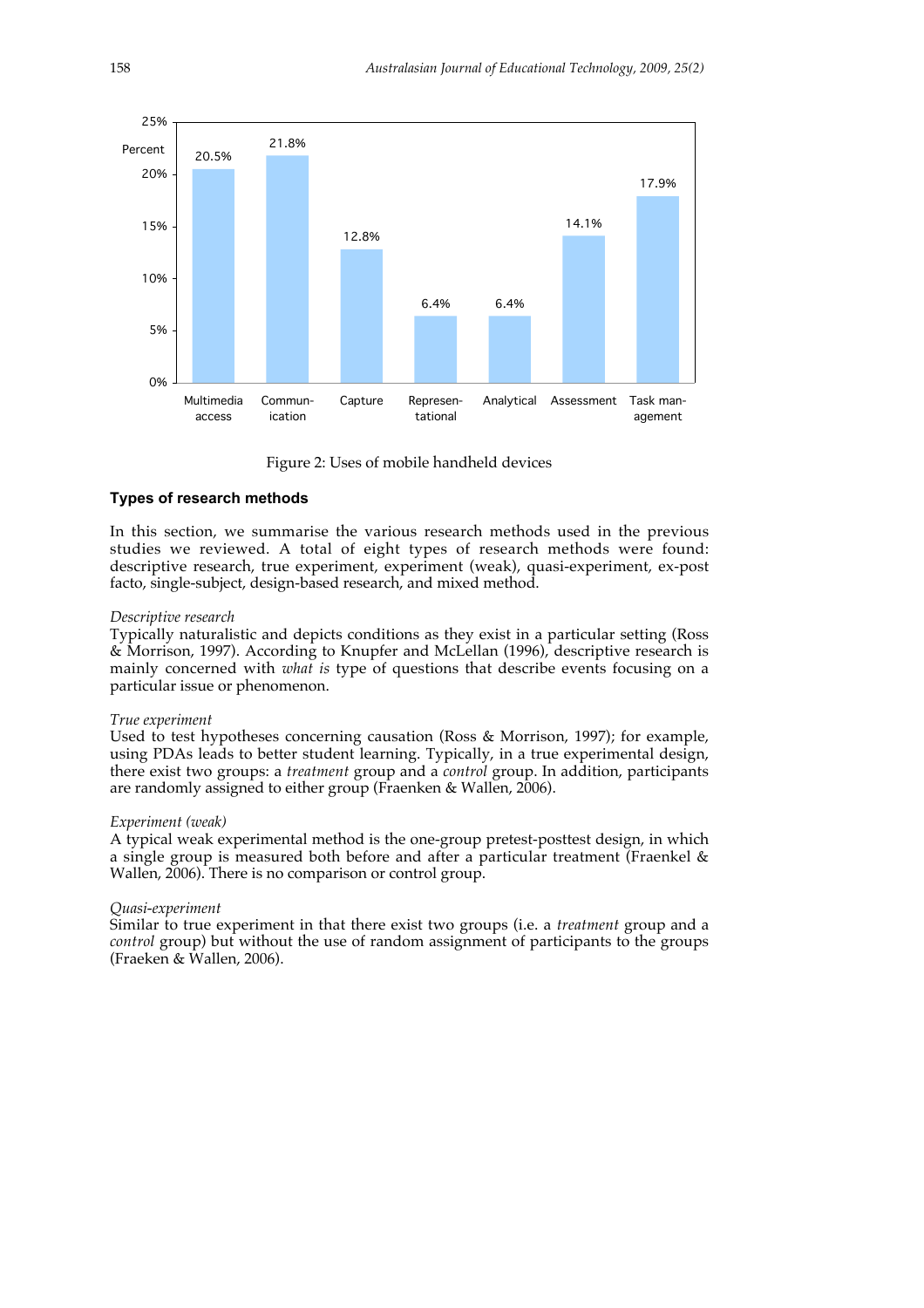Figure 2: Uses of mobile handheld devices

### Types of research methods

In this section, we summarise the various research methods used in the previous studies we reviewed. A total of eight types of research methods were found: descriptive research, true experiment, experiment (weak), quasi-experiment, ex-post facto, single-subject, design-based research, and mixed method.

*Descriptive research*
Typically naturalistic and depicts conditions as they exist in a particular setting (Ross & Morrison, 1997). According to Knupfer and McLellan (1996), descriptive research is mainly concerned with *what is* type of questions that describe events focusing on a particular issue or phenomenon.

*True experiment*
Used to test hypotheses concerning causation (Ross & Morrison, 1997); for example, using PDAs leads to better student learning. Typically, in a true experimental design, there exist two groups: a *treatment* group and a *control* group. In addition, participants are randomly assigned to either group (Fraenken & Wallen, 2006).

*Experiment (weak)*
A typical weak experimental method is the one-group pretest-posttest design, in which a single group is measured both before and after a particular treatment (Fraenkel & Wallen, 2006). There is no comparison or control group.

*Quasi-experiment*
Similar to true experiment in that there exist two groups (i.e. a *treatment* group and a *control* group) but without the use of random assignment of participants to the groups (Fraeken & Wallen, 2006).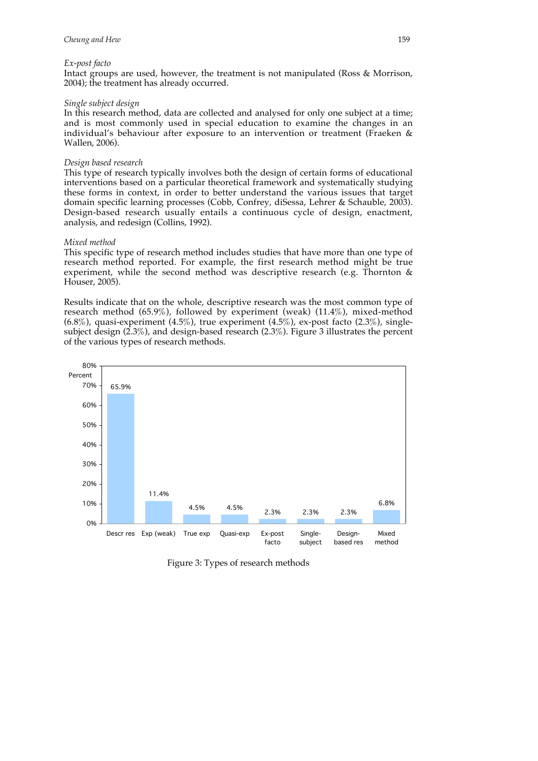*Ex-post facto*

Intact groups are used, however, the treatment is not manipulated (Ross & Morrison, 2004); the treatment has already occurred.

*Single subject design*

In this research method, data are collected and analysed for only one subject at a time; and is most commonly used in special education to examine the changes in an individual's behaviour after exposure to an intervention or treatment (Fraeken & Wallen, 2006).

*Design based research*

This type of research typically involves both the design of certain forms of educational interventions based on a particular theoretical framework and systematically studying these forms in context, in order to better understand the various issues that target domain specific learning processes (Cobb, Confrey, diSessa, Lehrer & Schauble, 2003). Design-based research usually entails a continuous cycle of design, enactment, analysis, and redesign (Collins, 1992).

*Mixed method*

This specific type of research method includes studies that have more than one type of research method reported. For example, the first research method might be true experiment, while the second method was descriptive research (e.g. Thornton & Houser, 2005).

Results indicate that on the whole, descriptive research was the most common type of research method (65.9%), followed by experiment (weak) (11.4%), mixed-method (6.8%), quasi-experiment (4.5%), true experiment (4.5%), ex-post facto (2.3%), single-subject design (2.3%), and design-based research (2.3%). Figure 3 illustrates the percent of the various types of research methods.

| Research method | Percent |
|---|---|
| Descr res | 65.9% |
| Exp (weak) | 11.4% |
| True exp | 4.5% |
| Quasi-exp | 4.5% |
| Ex-post facto | 2.3% |
| Single-subject | 2.3% |
| Design-based res | 2.3% |
| Mixed method | 6.8% |

Figure 3: Types of research methods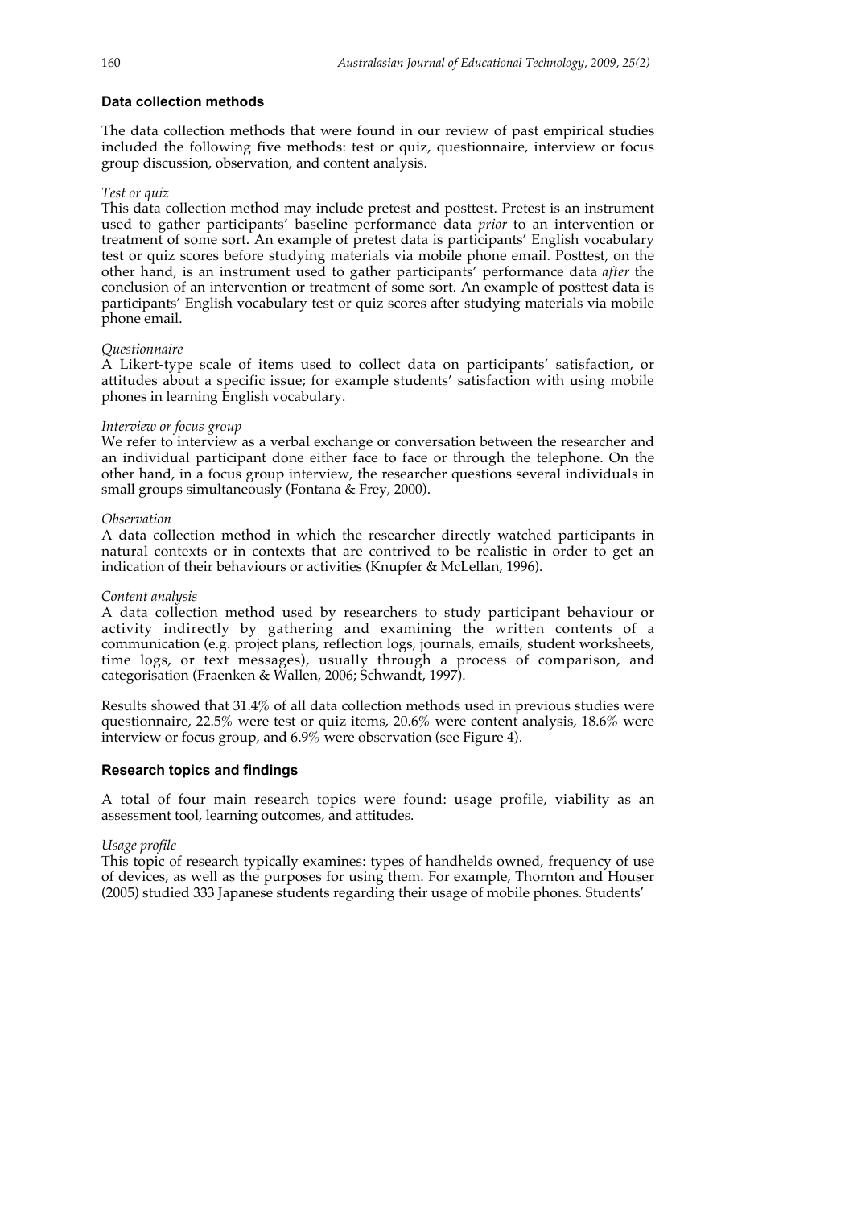### Data collection methods

The data collection methods that were found in our review of past empirical studies included the following five methods: test or quiz, questionnaire, interview or focus group discussion, observation, and content analysis.

*Test or quiz*
This data collection method may include pretest and posttest. Pretest is an instrument used to gather participants' baseline performance data *prior* to an intervention or treatment of some sort. An example of pretest data is participants' English vocabulary test or quiz scores before studying materials via mobile phone email. Posttest, on the other hand, is an instrument used to gather participants' performance data *after* the conclusion of an intervention or treatment of some sort. An example of posttest data is participants' English vocabulary test or quiz scores after studying materials via mobile phone email.

*Questionnaire*
A Likert-type scale of items used to collect data on participants' satisfaction, or attitudes about a specific issue; for example students' satisfaction with using mobile phones in learning English vocabulary.

*Interview or focus group*
We refer to interview as a verbal exchange or conversation between the researcher and an individual participant done either face to face or through the telephone. On the other hand, in a focus group interview, the researcher questions several individuals in small groups simultaneously (Fontana & Frey, 2000).

*Observation*
A data collection method in which the researcher directly watched participants in natural contexts or in contexts that are contrived to be realistic in order to get an indication of their behaviours or activities (Knupfer & McLellan, 1996).

*Content analysis*
A data collection method used by researchers to study participant behaviour or activity indirectly by gathering and examining the written contents of a communication (e.g. project plans, reflection logs, journals, emails, student worksheets, time logs, or text messages), usually through a process of comparison, and categorisation (Fraenken & Wallen, 2006; Schwandt, 1997).

Results showed that 31.4% of all data collection methods used in previous studies were questionnaire, 22.5% were test or quiz items, 20.6% were content analysis, 18.6% were interview or focus group, and 6.9% were observation (see Figure 4).

### Research topics and findings

A total of four main research topics were found: usage profile, viability as an assessment tool, learning outcomes, and attitudes.

*Usage profile*
This topic of research typically examines: types of handhelds owned, frequency of use of devices, as well as the purposes for using them. For example, Thornton and Houser (2005) studied 333 Japanese students regarding their usage of mobile phones. Students'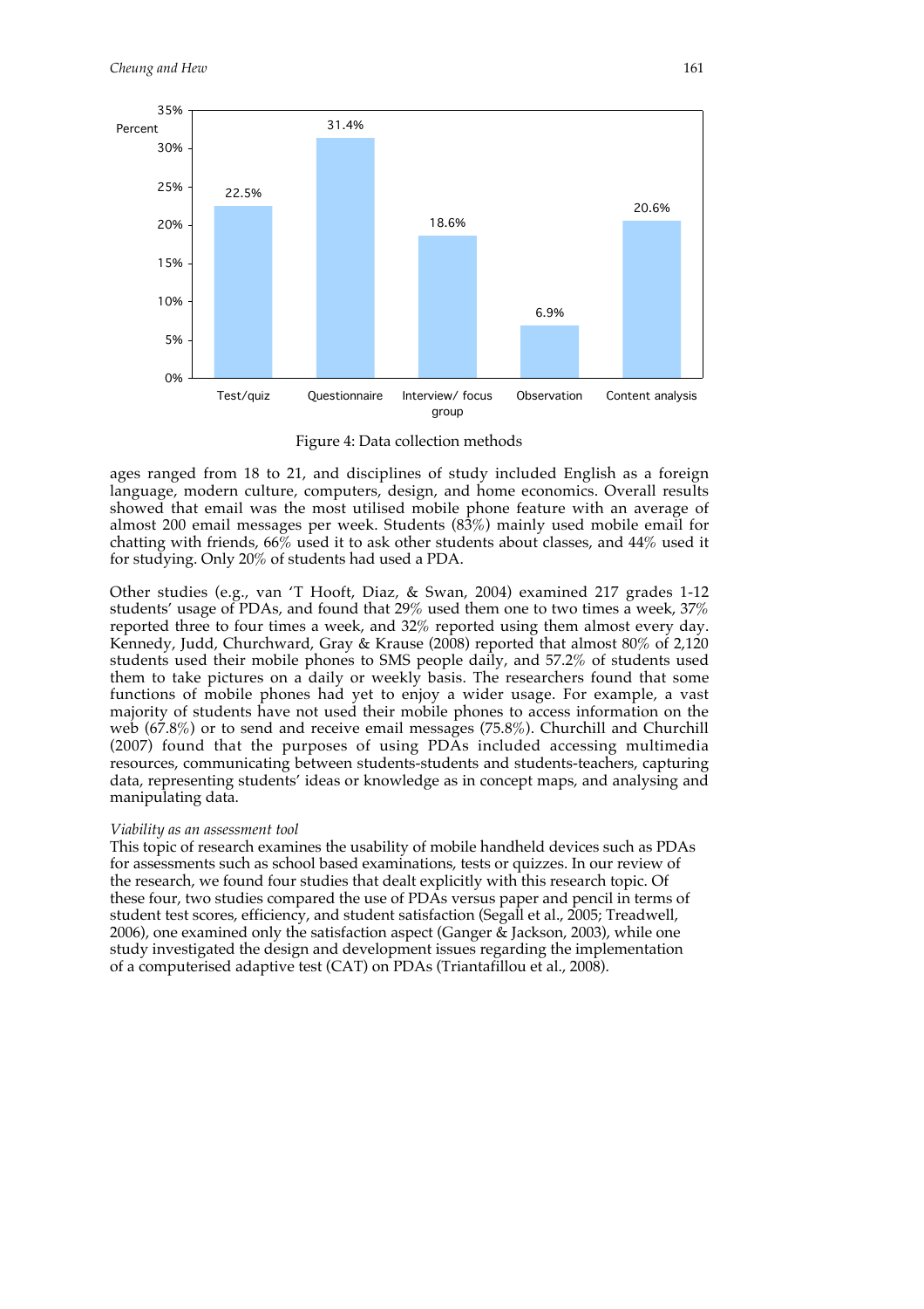Figure 4: Data collection methods

ages ranged from 18 to 21, and disciplines of study included English as a foreign language, modern culture, computers, design, and home economics. Overall results showed that email was the most utilised mobile phone feature with an average of almost 200 email messages per week. Students (83%) mainly used mobile email for chatting with friends, 66% used it to ask other students about classes, and 44% used it for studying. Only 20% of students had used a PDA.

Other studies (e.g., van 'T Hooft, Diaz, & Swan, 2004) examined 217 grades 1-12 students' usage of PDAs, and found that 29% used them one to two times a week, 37% reported three to four times a week, and 32% reported using them almost every day. Kennedy, Judd, Churchward, Gray & Krause (2008) reported that almost 80% of 2,120 students used their mobile phones to SMS people daily, and 57.2% of students used them to take pictures on a daily or weekly basis. The researchers found that some functions of mobile phones had yet to enjoy a wider usage. For example, a vast majority of students have not used their mobile phones to access information on the web (67.8%) or to send and receive email messages (75.8%). Churchill and Churchill (2007) found that the purposes of using PDAs included accessing multimedia resources, communicating between students-students and students-teachers, capturing data, representing students' ideas or knowledge as in concept maps, and analysing and manipulating data.

*Viability as an assessment tool*

This topic of research examines the usability of mobile handheld devices such as PDAs for assessments such as school based examinations, tests or quizzes. In our review of the research, we found four studies that dealt explicitly with this research topic. Of these four, two studies compared the use of PDAs versus paper and pencil in terms of student test scores, efficiency, and student satisfaction (Segall et al., 2005; Treadwell, 2006), one examined only the satisfaction aspect (Ganger & Jackson, 2003), while one study investigated the design and development issues regarding the implementation of a computerised adaptive test (CAT) on PDAs (Triantafillou et al., 2008).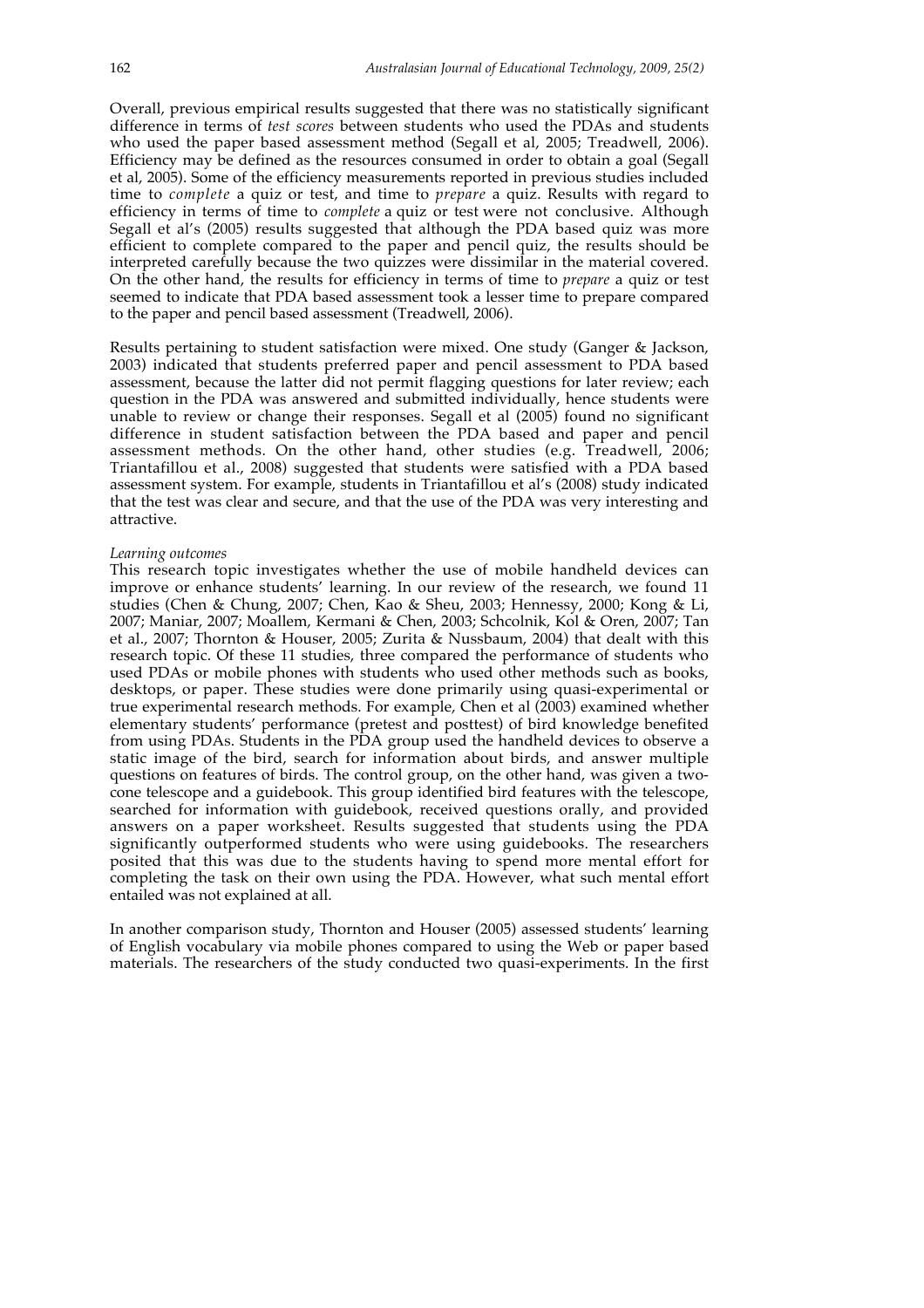Overall, previous empirical results suggested that there was no statistically significant difference in terms of *test scores* between students who used the PDAs and students who used the paper based assessment method (Segall et al, 2005; Treadwell, 2006). Efficiency may be defined as the resources consumed in order to obtain a goal (Segall et al, 2005). Some of the efficiency measurements reported in previous studies included time to *complete* a quiz or test, and time to *prepare* a quiz. Results with regard to efficiency in terms of time to *complete* a quiz or test were not conclusive. Although Segall et al's (2005) results suggested that although the PDA based quiz was more efficient to complete compared to the paper and pencil quiz, the results should be interpreted carefully because the two quizzes were dissimilar in the material covered. On the other hand, the results for efficiency in terms of time to *prepare* a quiz or test seemed to indicate that PDA based assessment took a lesser time to prepare compared to the paper and pencil based assessment (Treadwell, 2006).

Results pertaining to student satisfaction were mixed. One study (Ganger & Jackson, 2003) indicated that students preferred paper and pencil assessment to PDA based assessment, because the latter did not permit flagging questions for later review; each question in the PDA was answered and submitted individually, hence students were unable to review or change their responses. Segall et al (2005) found no significant difference in student satisfaction between the PDA based and paper and pencil assessment methods. On the other hand, other studies (e.g. Treadwell, 2006; Triantafillou et al., 2008) suggested that students were satisfied with a PDA based assessment system. For example, students in Triantafillou et al's (2008) study indicated that the test was clear and secure, and that the use of the PDA was very interesting and attractive.

*Learning outcomes*

This research topic investigates whether the use of mobile handheld devices can improve or enhance students' learning. In our review of the research, we found 11 studies (Chen & Chung, 2007; Chen, Kao & Sheu, 2003; Hennessy, 2000; Kong & Li, 2007; Maniar, 2007; Moallem, Kermani & Chen, 2003; Schcolnik, Kol & Oren, 2007; Tan et al., 2007; Thornton & Houser, 2005; Zurita & Nussbaum, 2004) that dealt with this research topic. Of these 11 studies, three compared the performance of students who used PDAs or mobile phones with students who used other methods such as books, desktops, or paper. These studies were done primarily using quasi-experimental or true experimental research methods. For example, Chen et al (2003) examined whether elementary students' performance (pretest and posttest) of bird knowledge benefited from using PDAs. Students in the PDA group used the handheld devices to observe a static image of the bird, search for information about birds, and answer multiple questions on features of birds. The control group, on the other hand, was given a two-cone telescope and a guidebook. This group identified bird features with the telescope, searched for information with guidebook, received questions orally, and provided answers on a paper worksheet. Results suggested that students using the PDA significantly outperformed students who were using guidebooks. The researchers posited that this was due to the students having to spend more mental effort for completing the task on their own using the PDA. However, what such mental effort entailed was not explained at all.

In another comparison study, Thornton and Houser (2005) assessed students' learning of English vocabulary via mobile phones compared to using the Web or paper based materials. The researchers of the study conducted two quasi-experiments. In the first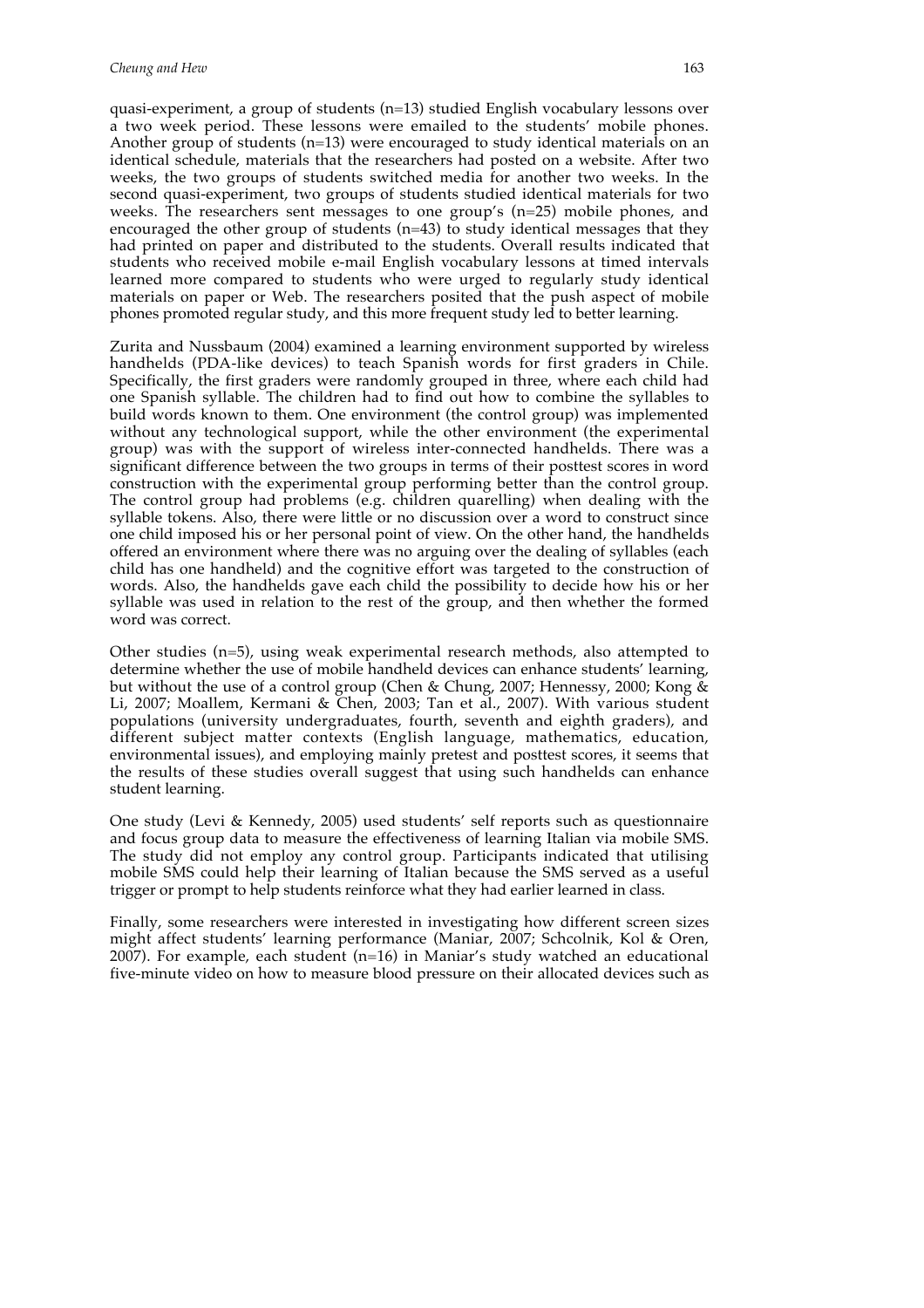quasi-experiment, a group of students (n=13) studied English vocabulary lessons over a two week period. These lessons were emailed to the students' mobile phones. Another group of students (n=13) were encouraged to study identical materials on an identical schedule, materials that the researchers had posted on a website. After two weeks, the two groups of students switched media for another two weeks. In the second quasi-experiment, two groups of students studied identical materials for two weeks. The researchers sent messages to one group's (n=25) mobile phones, and encouraged the other group of students (n=43) to study identical messages that they had printed on paper and distributed to the students. Overall results indicated that students who received mobile e-mail English vocabulary lessons at timed intervals learned more compared to students who were urged to regularly study identical materials on paper or Web. The researchers posited that the push aspect of mobile phones promoted regular study, and this more frequent study led to better learning.

Zurita and Nussbaum (2004) examined a learning environment supported by wireless handhelds (PDA-like devices) to teach Spanish words for first graders in Chile. Specifically, the first graders were randomly grouped in three, where each child had one Spanish syllable. The children had to find out how to combine the syllables to build words known to them. One environment (the control group) was implemented without any technological support, while the other environment (the experimental group) was with the support of wireless inter-connected handhelds. There was a significant difference between the two groups in terms of their posttest scores in word construction with the experimental group performing better than the control group. The control group had problems (e.g. children quarelling) when dealing with the syllable tokens. Also, there were little or no discussion over a word to construct since one child imposed his or her personal point of view. On the other hand, the handhelds offered an environment where there was no arguing over the dealing of syllables (each child has one handheld) and the cognitive effort was targeted to the construction of words. Also, the handhelds gave each child the possibility to decide how his or her syllable was used in relation to the rest of the group, and then whether the formed word was correct.

Other studies (n=5), using weak experimental research methods, also attempted to determine whether the use of mobile handheld devices can enhance students' learning, but without the use of a control group (Chen & Chung, 2007; Hennessy, 2000; Kong & Li, 2007; Moallem, Kermani & Chen, 2003; Tan et al., 2007). With various student populations (university undergraduates, fourth, seventh and eighth graders), and different subject matter contexts (English language, mathematics, education, environmental issues), and employing mainly pretest and posttest scores, it seems that the results of these studies overall suggest that using such handhelds can enhance student learning.

One study (Levi & Kennedy, 2005) used students' self reports such as questionnaire and focus group data to measure the effectiveness of learning Italian via mobile SMS. The study did not employ any control group. Participants indicated that utilising mobile SMS could help their learning of Italian because the SMS served as a useful trigger or prompt to help students reinforce what they had earlier learned in class.

Finally, some researchers were interested in investigating how different screen sizes might affect students' learning performance (Maniar, 2007; Schcolnik, Kol & Oren, 2007). For example, each student (n=16) in Maniar's study watched an educational five-minute video on how to measure blood pressure on their allocated devices such as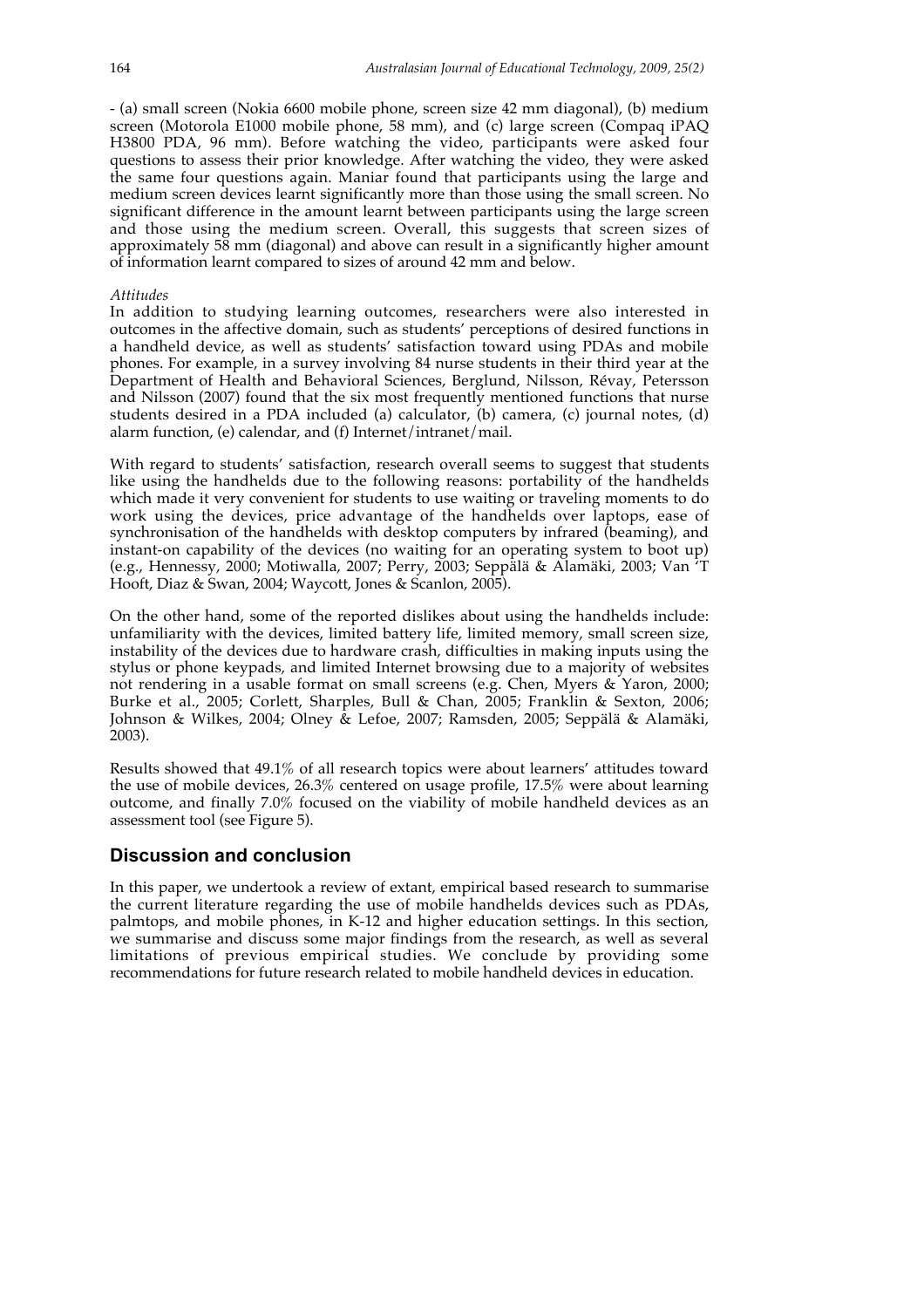- (a) small screen (Nokia 6600 mobile phone, screen size 42 mm diagonal), (b) medium screen (Motorola E1000 mobile phone, 58 mm), and (c) large screen (Compaq iPAQ H3800 PDA, 96 mm). Before watching the video, participants were asked four questions to assess their prior knowledge. After watching the video, they were asked the same four questions again. Maniar found that participants using the large and medium screen devices learnt significantly more than those using the small screen. No significant difference in the amount learnt between participants using the large screen and those using the medium screen. Overall, this suggests that screen sizes of approximately 58 mm (diagonal) and above can result in a significantly higher amount of information learnt compared to sizes of around 42 mm and below.

*Attitudes*

In addition to studying learning outcomes, researchers were also interested in outcomes in the affective domain, such as students' perceptions of desired functions in a handheld device, as well as students' satisfaction toward using PDAs and mobile phones. For example, in a survey involving 84 nurse students in their third year at the Department of Health and Behavioral Sciences, Berglund, Nilsson, Révay, Petersson and Nilsson (2007) found that the six most frequently mentioned functions that nurse students desired in a PDA included (a) calculator, (b) camera, (c) journal notes, (d) alarm function, (e) calendar, and (f) Internet/intranet/mail.

With regard to students' satisfaction, research overall seems to suggest that students like using the handhelds due to the following reasons: portability of the handhelds which made it very convenient for students to use waiting or traveling moments to do work using the devices, price advantage of the handhelds over laptops, ease of synchronisation of the handhelds with desktop computers by infrared (beaming), and instant-on capability of the devices (no waiting for an operating system to boot up) (e.g., Hennessy, 2000; Motiwalla, 2007; Perry, 2003; Seppälä & Alamäki, 2003; Van 'T Hooft, Diaz & Swan, 2004; Waycott, Jones & Scanlon, 2005).

On the other hand, some of the reported dislikes about using the handhelds include: unfamiliarity with the devices, limited battery life, limited memory, small screen size, instability of the devices due to hardware crash, difficulties in making inputs using the stylus or phone keypads, and limited Internet browsing due to a majority of websites not rendering in a usable format on small screens (e.g. Chen, Myers & Yaron, 2000; Burke et al., 2005; Corlett, Sharples, Bull & Chan, 2005; Franklin & Sexton, 2006; Johnson & Wilkes, 2004; Olney & Lefoe, 2007; Ramsden, 2005; Seppälä & Alamäki, 2003).

Results showed that 49.1% of all research topics were about learners' attitudes toward the use of mobile devices, 26.3% centered on usage profile, 17.5% were about learning outcome, and finally 7.0% focused on the viability of mobile handheld devices as an assessment tool (see Figure 5).

## Discussion and conclusion

In this paper, we undertook a review of extant, empirical based research to summarise the current literature regarding the use of mobile handhelds devices such as PDAs, palmtops, and mobile phones, in K-12 and higher education settings. In this section, we summarise and discuss some major findings from the research, as well as several limitations of previous empirical studies. We conclude by providing some recommendations for future research related to mobile handheld devices in education.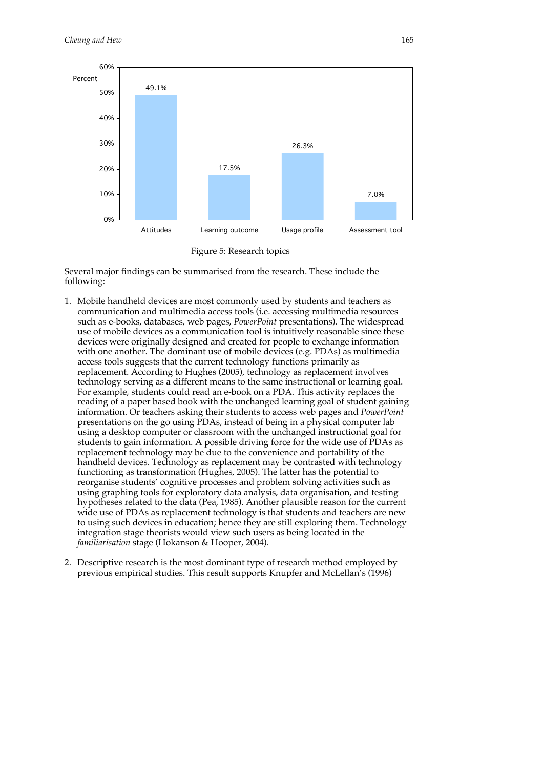Figure 5: Research topics

Several major findings can be summarised from the research. These include the following:

1. Mobile handheld devices are most commonly used by students and teachers as communication and multimedia access tools (i.e. accessing multimedia resources such as e-books, databases, web pages, *PowerPoint* presentations). The widespread use of mobile devices as a communication tool is intuitively reasonable since these devices were originally designed and created for people to exchange information with one another. The dominant use of mobile devices (e.g. PDAs) as multimedia access tools suggests that the current technology functions primarily as replacement. According to Hughes (2005), technology as replacement involves technology serving as a different means to the same instructional or learning goal. For example, students could read an e-book on a PDA. This activity replaces the reading of a paper based book with the unchanged learning goal of student gaining information. Or teachers asking their students to access web pages and *PowerPoint* presentations on the go using PDAs, instead of being in a physical computer lab using a desktop computer or classroom with the unchanged instructional goal for students to gain information. A possible driving force for the wide use of PDAs as replacement technology may be due to the convenience and portability of the handheld devices. Technology as replacement may be contrasted with technology functioning as transformation (Hughes, 2005). The latter has the potential to reorganise students' cognitive processes and problem solving activities such as using graphing tools for exploratory data analysis, data organisation, and testing hypotheses related to the data (Pea, 1985). Another plausible reason for the current wide use of PDAs as replacement technology is that students and teachers are new to using such devices in education; hence they are still exploring them. Technology integration stage theorists would view such users as being located in the *familiarisation* stage (Hokanson & Hooper, 2004).

2. Descriptive research is the most dominant type of research method employed by previous empirical studies. This result supports Knupfer and McLellan's (1996)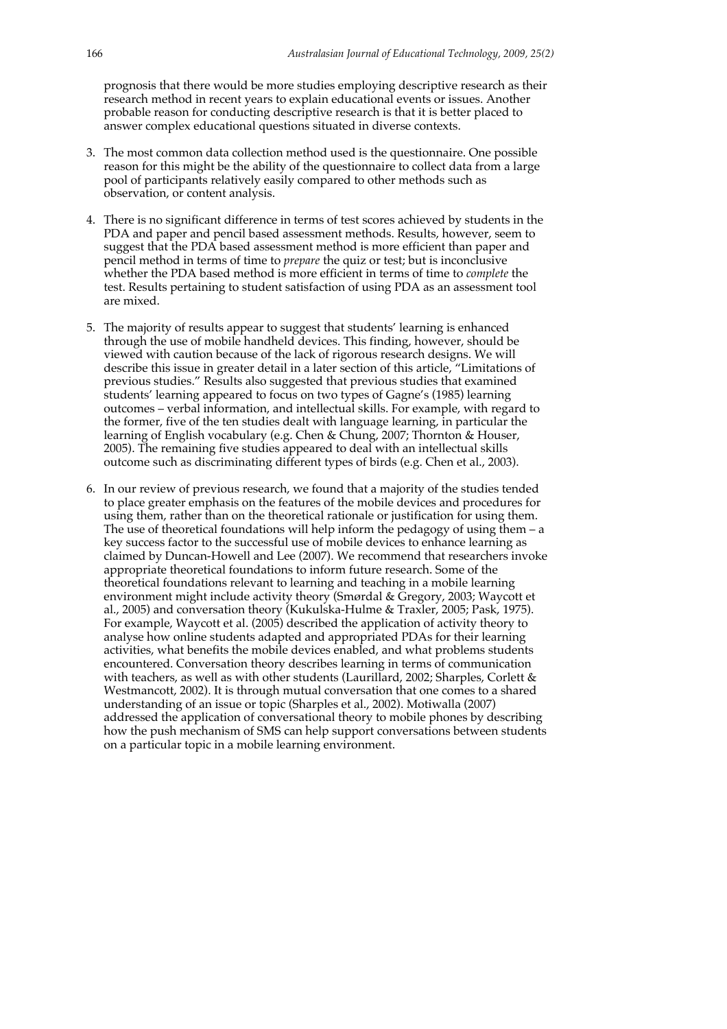prognosis that there would be more studies employing descriptive research as their research method in recent years to explain educational events or issues. Another probable reason for conducting descriptive research is that it is better placed to answer complex educational questions situated in diverse contexts.

3. The most common data collection method used is the questionnaire. One possible reason for this might be the ability of the questionnaire to collect data from a large pool of participants relatively easily compared to other methods such as observation, or content analysis.

4. There is no significant difference in terms of test scores achieved by students in the PDA and paper and pencil based assessment methods. Results, however, seem to suggest that the PDA based assessment method is more efficient than paper and pencil method in terms of time to *prepare* the quiz or test; but is inconclusive whether the PDA based method is more efficient in terms of time to *complete* the test. Results pertaining to student satisfaction of using PDA as an assessment tool are mixed.

5. The majority of results appear to suggest that students' learning is enhanced through the use of mobile handheld devices. This finding, however, should be viewed with caution because of the lack of rigorous research designs. We will describe this issue in greater detail in a later section of this article, "Limitations of previous studies." Results also suggested that previous studies that examined students' learning appeared to focus on two types of Gagne's (1985) learning outcomes – verbal information, and intellectual skills. For example, with regard to the former, five of the ten studies dealt with language learning, in particular the learning of English vocabulary (e.g. Chen & Chung, 2007; Thornton & Houser, 2005). The remaining five studies appeared to deal with an intellectual skills outcome such as discriminating different types of birds (e.g. Chen et al., 2003).

6. In our review of previous research, we found that a majority of the studies tended to place greater emphasis on the features of the mobile devices and procedures for using them, rather than on the theoretical rationale or justification for using them. The use of theoretical foundations will help inform the pedagogy of using them – a key success factor to the successful use of mobile devices to enhance learning as claimed by Duncan-Howell and Lee (2007). We recommend that researchers invoke appropriate theoretical foundations to inform future research. Some of the theoretical foundations relevant to learning and teaching in a mobile learning environment might include activity theory (Smørdal & Gregory, 2003; Waycott et al., 2005) and conversation theory (Kukulska-Hulme & Traxler, 2005; Pask, 1975). For example, Waycott et al. (2005) described the application of activity theory to analyse how online students adapted and appropriated PDAs for their learning activities, what benefits the mobile devices enabled, and what problems students encountered. Conversation theory describes learning in terms of communication with teachers, as well as with other students (Laurillard, 2002; Sharples, Corlett & Westmancott, 2002). It is through mutual conversation that one comes to a shared understanding of an issue or topic (Sharples et al., 2002). Motiwalla (2007) addressed the application of conversational theory to mobile phones by describing how the push mechanism of SMS can help support conversations between students on a particular topic in a mobile learning environment.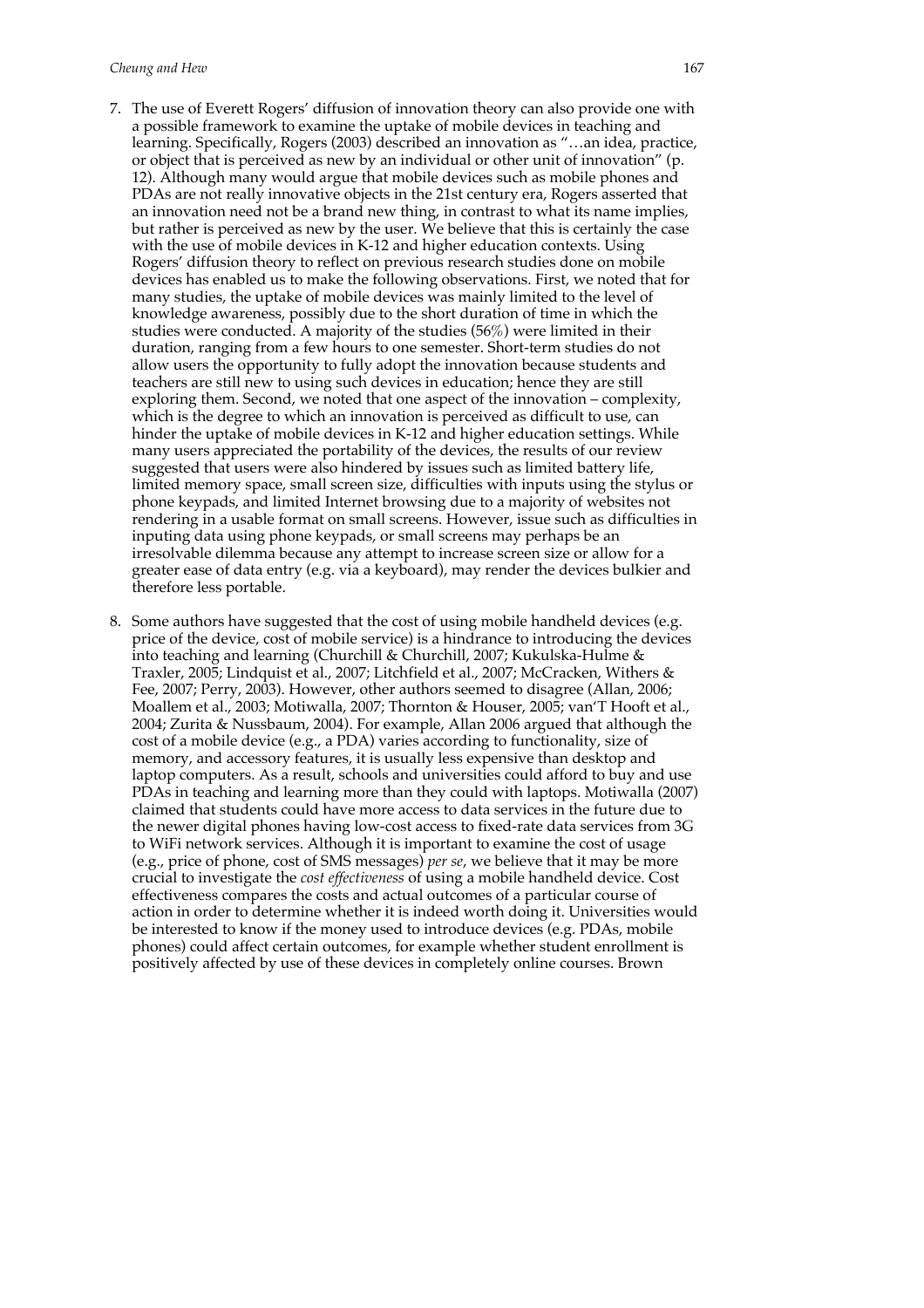7. The use of Everett Rogers' diffusion of innovation theory can also provide one with a possible framework to examine the uptake of mobile devices in teaching and learning. Specifically, Rogers (2003) described an innovation as "…an idea, practice, or object that is perceived as new by an individual or other unit of innovation" (p. 12). Although many would argue that mobile devices such as mobile phones and PDAs are not really innovative objects in the 21st century era, Rogers asserted that an innovation need not be a brand new thing, in contrast to what its name implies, but rather is perceived as new by the user. We believe that this is certainly the case with the use of mobile devices in K-12 and higher education contexts. Using Rogers' diffusion theory to reflect on previous research studies done on mobile devices has enabled us to make the following observations. First, we noted that for many studies, the uptake of mobile devices was mainly limited to the level of knowledge awareness, possibly due to the short duration of time in which the studies were conducted. A majority of the studies (56%) were limited in their duration, ranging from a few hours to one semester. Short-term studies do not allow users the opportunity to fully adopt the innovation because students and teachers are still new to using such devices in education; hence they are still exploring them. Second, we noted that one aspect of the innovation – complexity, which is the degree to which an innovation is perceived as difficult to use, can hinder the uptake of mobile devices in K-12 and higher education settings. While many users appreciated the portability of the devices, the results of our review suggested that users were also hindered by issues such as limited battery life, limited memory space, small screen size, difficulties with inputs using the stylus or phone keypads, and limited Internet browsing due to a majority of websites not rendering in a usable format on small screens. However, issue such as difficulties in inputing data using phone keypads, or small screens may perhaps be an irresolvable dilemma because any attempt to increase screen size or allow for a greater ease of data entry (e.g. via a keyboard), may render the devices bulkier and therefore less portable.

8. Some authors have suggested that the cost of using mobile handheld devices (e.g. price of the device, cost of mobile service) is a hindrance to introducing the devices into teaching and learning (Churchill & Churchill, 2007; Kukulska-Hulme & Traxler, 2005; Lindquist et al., 2007; Litchfield et al., 2007; McCracken, Withers & Fee, 2007; Perry, 2003). However, other authors seemed to disagree (Allan, 2006; Moallem et al., 2003; Motiwalla, 2007; Thornton & Houser, 2005; van'T Hooft et al., 2004; Zurita & Nussbaum, 2004). For example, Allan 2006 argued that although the cost of a mobile device (e.g., a PDA) varies according to functionality, size of memory, and accessory features, it is usually less expensive than desktop and laptop computers. As a result, schools and universities could afford to buy and use PDAs in teaching and learning more than they could with laptops. Motiwalla (2007) claimed that students could have more access to data services in the future due to the newer digital phones having low-cost access to fixed-rate data services from 3G to WiFi network services. Although it is important to examine the cost of usage (e.g., price of phone, cost of SMS messages) *per se*, we believe that it may be more crucial to investigate the *cost effectiveness* of using a mobile handheld device. Cost effectiveness compares the costs and actual outcomes of a particular course of action in order to determine whether it is indeed worth doing it. Universities would be interested to know if the money used to introduce devices (e.g. PDAs, mobile phones) could affect certain outcomes, for example whether student enrollment is positively affected by use of these devices in completely online courses. Brown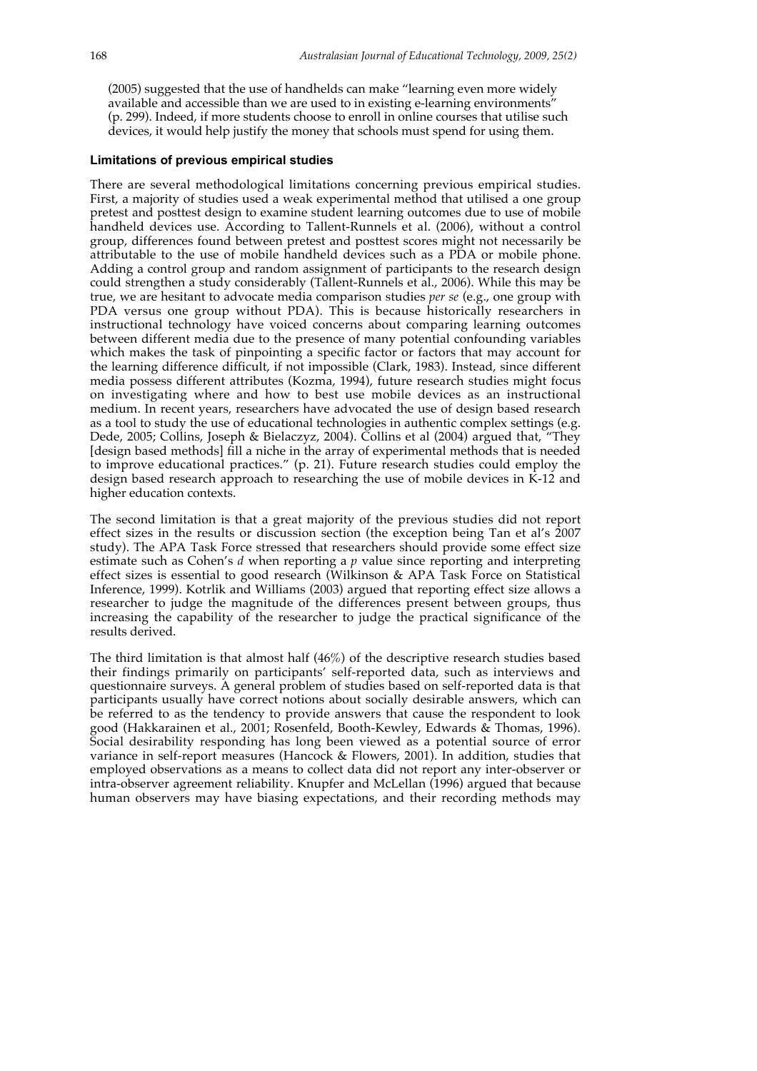(2005) suggested that the use of handhelds can make "learning even more widely available and accessible than we are used to in existing e-learning environments" (p. 299). Indeed, if more students choose to enroll in online courses that utilise such devices, it would help justify the money that schools must spend for using them.

### Limitations of previous empirical studies

There are several methodological limitations concerning previous empirical studies. First, a majority of studies used a weak experimental method that utilised a one group pretest and posttest design to examine student learning outcomes due to use of mobile handheld devices use. According to Tallent-Runnels et al. (2006), without a control group, differences found between pretest and posttest scores might not necessarily be attributable to the use of mobile handheld devices such as a PDA or mobile phone. Adding a control group and random assignment of participants to the research design could strengthen a study considerably (Tallent-Runnels et al., 2006). While this may be true, we are hesitant to advocate media comparison studies *per se* (e.g., one group with PDA versus one group without PDA). This is because historically researchers in instructional technology have voiced concerns about comparing learning outcomes between different media due to the presence of many potential confounding variables which makes the task of pinpointing a specific factor or factors that may account for the learning difference difficult, if not impossible (Clark, 1983). Instead, since different media possess different attributes (Kozma, 1994), future research studies might focus on investigating where and how to best use mobile devices as an instructional medium. In recent years, researchers have advocated the use of design based research as a tool to study the use of educational technologies in authentic complex settings (e.g. Dede, 2005; Collins, Joseph & Bielaczyz, 2004). Collins et al (2004) argued that, "They [design based methods] fill a niche in the array of experimental methods that is needed to improve educational practices." (p. 21). Future research studies could employ the design based research approach to researching the use of mobile devices in K-12 and higher education contexts.

The second limitation is that a great majority of the previous studies did not report effect sizes in the results or discussion section (the exception being Tan et al's 2007 study). The APA Task Force stressed that researchers should provide some effect size estimate such as Cohen's $d$ when reporting a $p$ value since reporting and interpreting effect sizes is essential to good research (Wilkinson & APA Task Force on Statistical Inference, 1999). Kotrlik and Williams (2003) argued that reporting effect size allows a researcher to judge the magnitude of the differences present between groups, thus increasing the capability of the researcher to judge the practical significance of the results derived.

The third limitation is that almost half (46%) of the descriptive research studies based their findings primarily on participants' self-reported data, such as interviews and questionnaire surveys. A general problem of studies based on self-reported data is that participants usually have correct notions about socially desirable answers, which can be referred to as the tendency to provide answers that cause the respondent to look good (Hakkarainen et al., 2001; Rosenfeld, Booth-Kewley, Edwards & Thomas, 1996). Social desirability responding has long been viewed as a potential source of error variance in self-report measures (Hancock & Flowers, 2001). In addition, studies that employed observations as a means to collect data did not report any inter-observer or intra-observer agreement reliability. Knupfer and McLellan (1996) argued that because human observers may have biasing expectations, and their recording methods may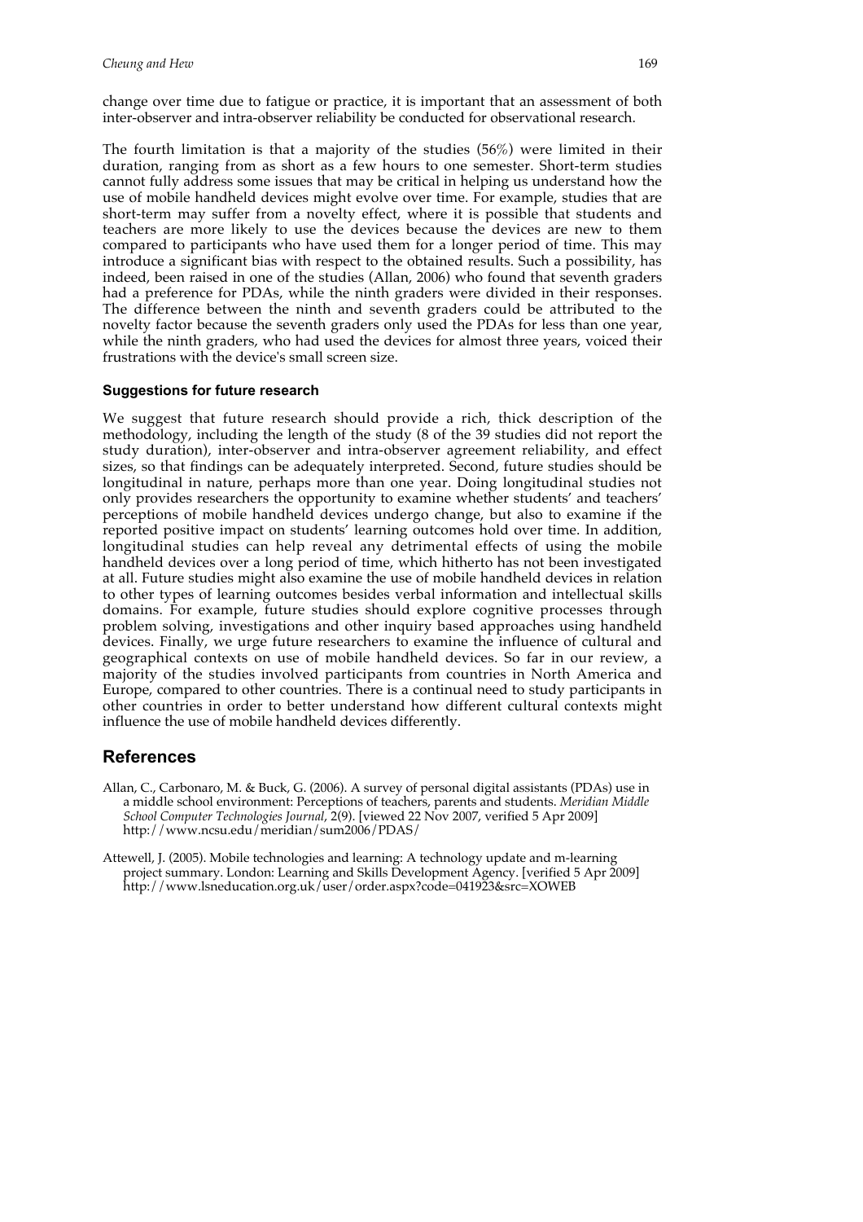change over time due to fatigue or practice, it is important that an assessment of both inter-observer and intra-observer reliability be conducted for observational research.

The fourth limitation is that a majority of the studies (56%) were limited in their duration, ranging from as short as a few hours to one semester. Short-term studies cannot fully address some issues that may be critical in helping us understand how the use of mobile handheld devices might evolve over time. For example, studies that are short-term may suffer from a novelty effect, where it is possible that students and teachers are more likely to use the devices because the devices are new to them compared to participants who have used them for a longer period of time. This may introduce a significant bias with respect to the obtained results. Such a possibility, has indeed, been raised in one of the studies (Allan, 2006) who found that seventh graders had a preference for PDAs, while the ninth graders were divided in their responses. The difference between the ninth and seventh graders could be attributed to the novelty factor because the seventh graders only used the PDAs for less than one year, while the ninth graders, who had used the devices for almost three years, voiced their frustrations with the device's small screen size.

### Suggestions for future research

We suggest that future research should provide a rich, thick description of the methodology, including the length of the study (8 of the 39 studies did not report the study duration), inter-observer and intra-observer agreement reliability, and effect sizes, so that findings can be adequately interpreted. Second, future studies should be longitudinal in nature, perhaps more than one year. Doing longitudinal studies not only provides researchers the opportunity to examine whether students' and teachers' perceptions of mobile handheld devices undergo change, but also to examine if the reported positive impact on students' learning outcomes hold over time. In addition, longitudinal studies can help reveal any detrimental effects of using the mobile handheld devices over a long period of time, which hitherto has not been investigated at all. Future studies might also examine the use of mobile handheld devices in relation to other types of learning outcomes besides verbal information and intellectual skills domains. For example, future studies should explore cognitive processes through problem solving, investigations and other inquiry based approaches using handheld devices. Finally, we urge future researchers to examine the influence of cultural and geographical contexts on use of mobile handheld devices. So far in our review, a majority of the studies involved participants from countries in North America and Europe, compared to other countries. There is a continual need to study participants in other countries in order to better understand how different cultural contexts might influence the use of mobile handheld devices differently.

## References

Allan, C., Carbonaro, M. & Buck, G. (2006). A survey of personal digital assistants (PDAs) use in a middle school environment: Perceptions of teachers, parents and students. *Meridian Middle School Computer Technologies Journal*, 2(9). [viewed 22 Nov 2007, verified 5 Apr 2009] http://www.ncsu.edu/meridian/sum2006/PDAS/

Attewell, J. (2005). Mobile technologies and learning: A technology update and m-learning project summary. London: Learning and Skills Development Agency. [verified 5 Apr 2009] http://www.lsneducation.org.uk/user/order.aspx?code=041923&src=XOWEB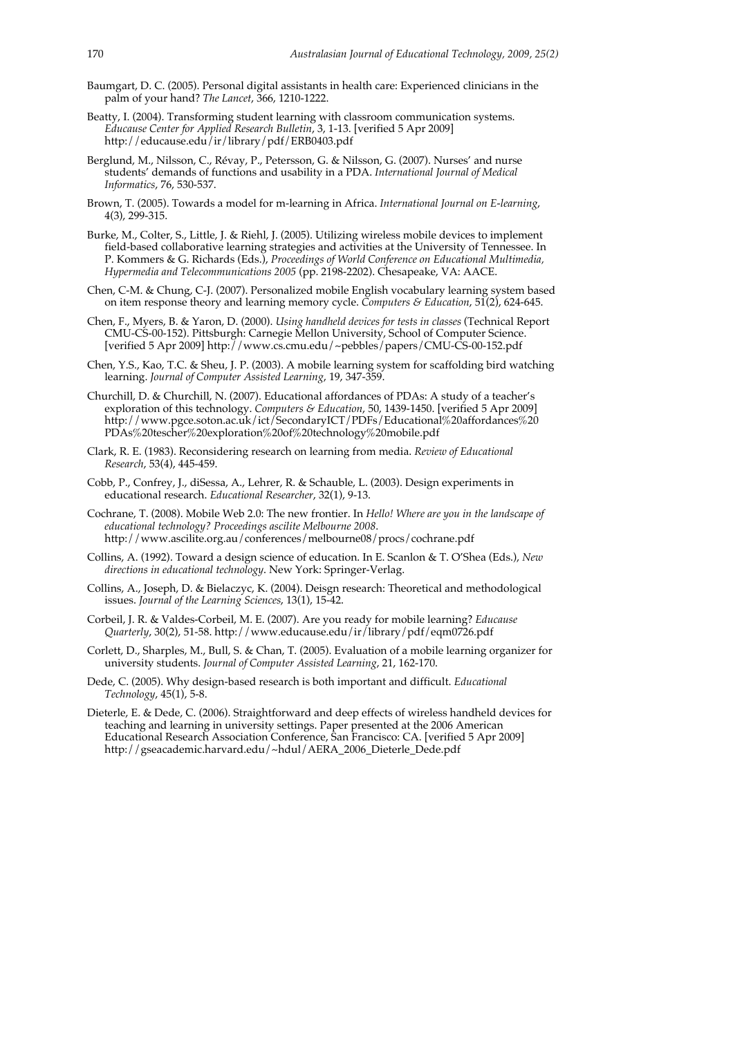Baumgart, D. C. (2005). Personal digital assistants in health care: Experienced clinicians in the palm of your hand? *The Lancet*, 366, 1210-1222.

Beatty, I. (2004). Transforming student learning with classroom communication systems. *Educause Center for Applied Research Bulletin*, 3, 1-13. [verified 5 Apr 2009] http://educause.edu/ir/library/pdf/ERB0403.pdf

Berglund, M., Nilsson, C., Révay, P., Petersson, G. & Nilsson, G. (2007). Nurses' and nurse students' demands of functions and usability in a PDA. *International Journal of Medical Informatics*, 76, 530-537.

Brown, T. (2005). Towards a model for m-learning in Africa. *International Journal on E-learning*, 4(3), 299-315.

Burke, M., Colter, S., Little, J. & Riehl, J. (2005). Utilizing wireless mobile devices to implement field-based collaborative learning strategies and activities at the University of Tennessee. In P. Kommers & G. Richards (Eds.), *Proceedings of World Conference on Educational Multimedia, Hypermedia and Telecommunications 2005* (pp. 2198-2202). Chesapeake, VA: AACE.

Chen, C-M. & Chung, C-J. (2007). Personalized mobile English vocabulary learning system based on item response theory and learning memory cycle. *Computers & Education*, 51(2), 624-645.

Chen, F., Myers, B. & Yaron, D. (2000). *Using handheld devices for tests in classes* (Technical Report CMU-CS-00-152). Pittsburgh: Carnegie Mellon University, School of Computer Science. [verified 5 Apr 2009] http://www.cs.cmu.edu/~pebbles/papers/CMU-CS-00-152.pdf

Chen, Y.S., Kao, T.C. & Sheu, J. P. (2003). A mobile learning system for scaffolding bird watching learning. *Journal of Computer Assisted Learning*, 19, 347-359.

Churchill, D. & Churchill, N. (2007). Educational affordances of PDAs: A study of a teacher's exploration of this technology. *Computers & Education*, 50, 1439-1450. [verified 5 Apr 2009] http://www.pgce.soton.ac.uk/ict/SecondaryICT/PDFs/Educational%20affordances%20PDAs%20tescher%20exploration%20of%20technology%20mobile.pdf

Clark, R. E. (1983). Reconsidering research on learning from media. *Review of Educational Research*, 53(4), 445-459.

Cobb, P., Confrey, J., diSessa, A., Lehrer, R. & Schauble, L. (2003). Design experiments in educational research. *Educational Researcher*, 32(1), 9-13.

Cochrane, T. (2008). Mobile Web 2.0: The new frontier. In *Hello! Where are you in the landscape of educational technology? Proceedings ascilite Melbourne 2008*. http://www.ascilite.org.au/conferences/melbourne08/procs/cochrane.pdf

Collins, A. (1992). Toward a design science of education. In E. Scanlon & T. O'Shea (Eds.), *New directions in educational technology*. New York: Springer-Verlag.

Collins, A., Joseph, D. & Bielaczyc, K. (2004). Deisgn research: Theoretical and methodological issues. *Journal of the Learning Sciences*, 13(1), 15-42.

Corbeil, J. R. & Valdes-Corbeil, M. E. (2007). Are you ready for mobile learning? *Educause Quarterly*, 30(2), 51-58. http://www.educause.edu/ir/library/pdf/eqm0726.pdf

Corlett, D., Sharples, M., Bull, S. & Chan, T. (2005). Evaluation of a mobile learning organizer for university students. *Journal of Computer Assisted Learning*, 21, 162-170.

Dede, C. (2005). Why design-based research is both important and difficult. *Educational Technology*, 45(1), 5-8.

Dieterle, E. & Dede, C. (2006). Straightforward and deep effects of wireless handheld devices for teaching and learning in university settings. Paper presented at the 2006 American Educational Research Association Conference, San Francisco: CA. [verified 5 Apr 2009] http://gseacademic.harvard.edu/~hdul/AERA_2006_Dieterle_Dede.pdf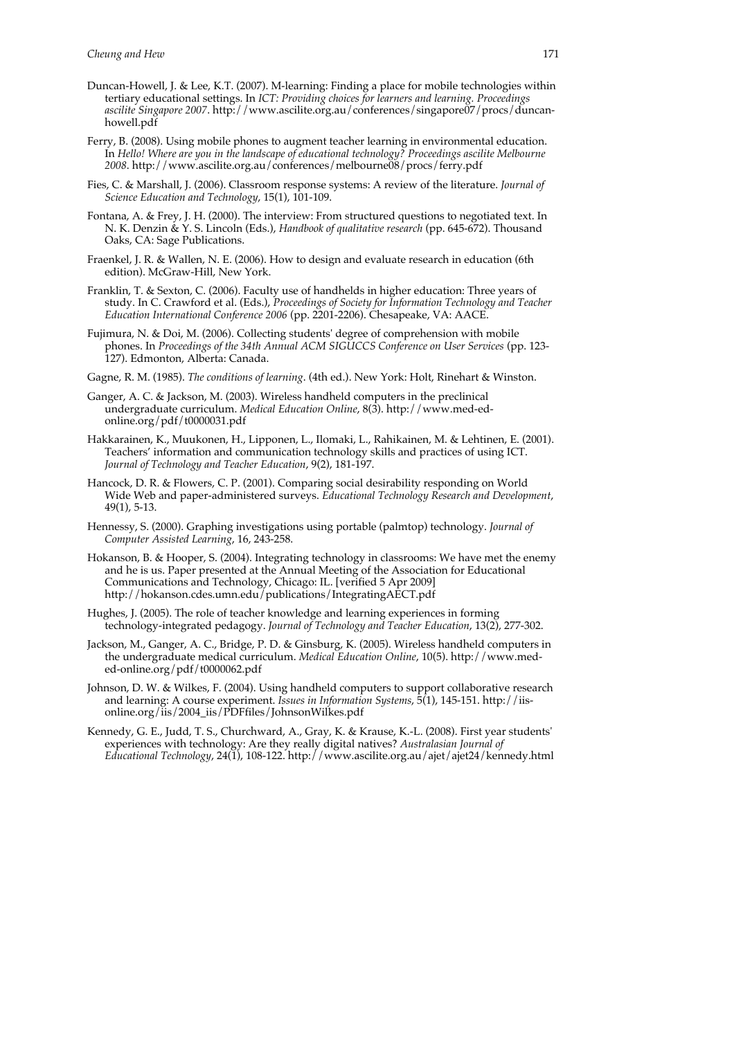Duncan-Howell, J. & Lee, K.T. (2007). M-learning: Finding a place for mobile technologies within tertiary educational settings. In *ICT: Providing choices for learners and learning. Proceedings ascilite Singapore 2007*. http://www.ascilite.org.au/conferences/singapore07/procs/duncan-howell.pdf

Ferry, B. (2008). Using mobile phones to augment teacher learning in environmental education. In *Hello! Where are you in the landscape of educational technology? Proceedings ascilite Melbourne 2008*. http://www.ascilite.org.au/conferences/melbourne08/procs/ferry.pdf

Fies, C. & Marshall, J. (2006). Classroom response systems: A review of the literature. *Journal of Science Education and Technology*, 15(1), 101-109.

Fontana, A. & Frey, J. H. (2000). The interview: From structured questions to negotiated text. In N. K. Denzin & Y. S. Lincoln (Eds.), *Handbook of qualitative research* (pp. 645-672). Thousand Oaks, CA: Sage Publications.

Fraenkel, J. R. & Wallen, N. E. (2006). How to design and evaluate research in education (6th edition). McGraw-Hill, New York.

Franklin, T. & Sexton, C. (2006). Faculty use of handhelds in higher education: Three years of study. In C. Crawford et al. (Eds.), *Proceedings of Society for Information Technology and Teacher Education International Conference 2006* (pp. 2201-2206). Chesapeake, VA: AACE.

Fujimura, N. & Doi, M. (2006). Collecting students' degree of comprehension with mobile phones. In *Proceedings of the 34th Annual ACM SIGUCCS Conference on User Services* (pp. 123-127). Edmonton, Alberta: Canada.

Gagne, R. M. (1985). *The conditions of learning*. (4th ed.). New York: Holt, Rinehart & Winston.

Ganger, A. C. & Jackson, M. (2003). Wireless handheld computers in the preclinical undergraduate curriculum. *Medical Education Online*, 8(3). http://www.med-ed-online.org/pdf/t0000031.pdf

Hakkarainen, K., Muukonen, H., Lipponen, L., Ilomaki, L., Rahikainen, M. & Lehtinen, E. (2001). Teachers' information and communication technology skills and practices of using ICT. *Journal of Technology and Teacher Education*, 9(2), 181-197.

Hancock, D. R. & Flowers, C. P. (2001). Comparing social desirability responding on World Wide Web and paper-administered surveys. *Educational Technology Research and Development*, 49(1), 5-13.

Hennessy, S. (2000). Graphing investigations using portable (palmtop) technology. *Journal of Computer Assisted Learning*, 16, 243-258.

Hokanson, B. & Hooper, S. (2004). Integrating technology in classrooms: We have met the enemy and he is us. Paper presented at the Annual Meeting of the Association for Educational Communications and Technology, Chicago: IL. [verified 5 Apr 2009] http://hokanson.cdes.umn.edu/publications/IntegratingAECT.pdf

Hughes, J. (2005). The role of teacher knowledge and learning experiences in forming technology-integrated pedagogy. *Journal of Technology and Teacher Education*, 13(2), 277-302.

Jackson, M., Ganger, A. C., Bridge, P. D. & Ginsburg, K. (2005). Wireless handheld computers in the undergraduate medical curriculum. *Medical Education Online*, 10(5). http://www.med-ed-online.org/pdf/t0000062.pdf

Johnson, D. W. & Wilkes, F. (2004). Using handheld computers to support collaborative research and learning: A course experiment. *Issues in Information Systems*, 5(1), 145-151. http://iis-online.org/iis/2004_iis/PDFfiles/JohnsonWilkes.pdf

Kennedy, G. E., Judd, T. S., Churchward, A., Gray, K. & Krause, K.-L. (2008). First year students' experiences with technology: Are they really digital natives? *Australasian Journal of Educational Technology*, 24(1), 108-122. http://www.ascilite.org.au/ajet/ajet24/kennedy.html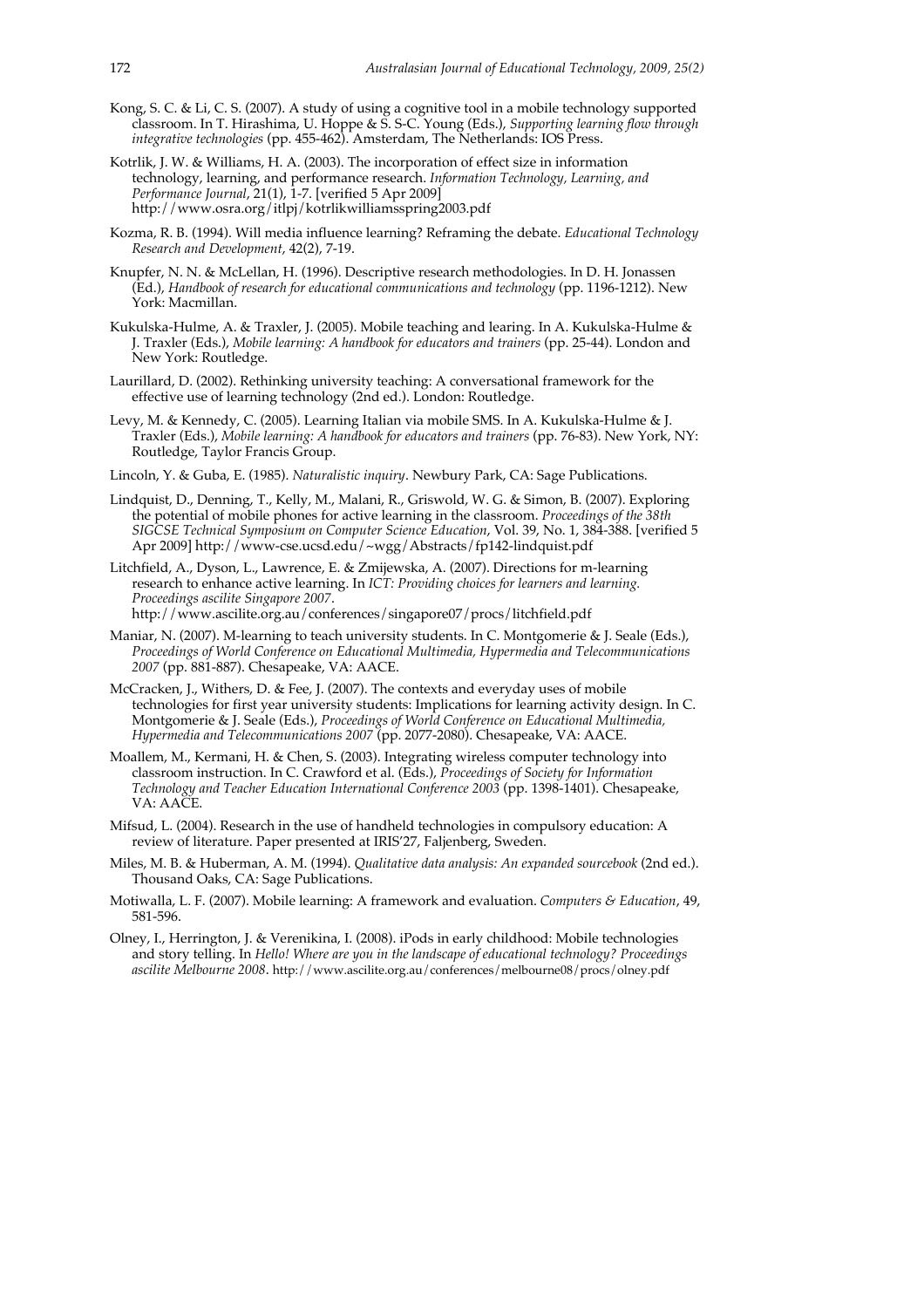Kong, S. C. & Li, C. S. (2007). A study of using a cognitive tool in a mobile technology supported classroom. In T. Hirashima, U. Hoppe & S. S-C. Young (Eds.), *Supporting learning flow through integrative technologies* (pp. 455-462). Amsterdam, The Netherlands: IOS Press.

Kotrlik, J. W. & Williams, H. A. (2003). The incorporation of effect size in information technology, learning, and performance research. *Information Technology, Learning, and Performance Journal*, 21(1), 1-7. [verified 5 Apr 2009] http://www.osra.org/itlpj/kotrlikwilliamsspring2003.pdf

Kozma, R. B. (1994). Will media influence learning? Reframing the debate. *Educational Technology Research and Development*, 42(2), 7-19.

Knupfer, N. N. & McLellan, H. (1996). Descriptive research methodologies. In D. H. Jonassen (Ed.), *Handbook of research for educational communications and technology* (pp. 1196-1212). New York: Macmillan.

Kukulska-Hulme, A. & Traxler, J. (2005). Mobile teaching and learing. In A. Kukulska-Hulme & J. Traxler (Eds.), *Mobile learning: A handbook for educators and trainers* (pp. 25-44). London and New York: Routledge.

Laurillard, D. (2002). Rethinking university teaching: A conversational framework for the effective use of learning technology (2nd ed.). London: Routledge.

Levy, M. & Kennedy, C. (2005). Learning Italian via mobile SMS. In A. Kukulska-Hulme & J. Traxler (Eds.), *Mobile learning: A handbook for educators and trainers* (pp. 76-83). New York, NY: Routledge, Taylor Francis Group.

Lincoln, Y. & Guba, E. (1985). *Naturalistic inquiry*. Newbury Park, CA: Sage Publications.

Lindquist, D., Denning, T., Kelly, M., Malani, R., Griswold, W. G. & Simon, B. (2007). Exploring the potential of mobile phones for active learning in the classroom. *Proceedings of the 38th SIGCSE Technical Symposium on Computer Science Education*, Vol. 39, No. 1, 384-388. [verified 5 Apr 2009] http://www-cse.ucsd.edu/~wgg/Abstracts/fp142-lindquist.pdf

Litchfield, A., Dyson, L., Lawrence, E. & Zmijewska, A. (2007). Directions for m-learning research to enhance active learning. In *ICT: Providing choices for learners and learning. Proceedings ascilite Singapore 2007*. http://www.ascilite.org.au/conferences/singapore07/procs/litchfield.pdf

Maniar, N. (2007). M-learning to teach university students. In C. Montgomerie & J. Seale (Eds.), *Proceedings of World Conference on Educational Multimedia, Hypermedia and Telecommunications 2007* (pp. 881-887). Chesapeake, VA: AACE.

McCracken, J., Withers, D. & Fee, J. (2007). The contexts and everyday uses of mobile technologies for first year university students: Implications for learning activity design. In C. Montgomerie & J. Seale (Eds.), *Proceedings of World Conference on Educational Multimedia, Hypermedia and Telecommunications 2007* (pp. 2077-2080). Chesapeake, VA: AACE.

Moallem, M., Kermani, H. & Chen, S. (2003). Integrating wireless computer technology into classroom instruction. In C. Crawford et al. (Eds.), *Proceedings of Society for Information Technology and Teacher Education International Conference 2003* (pp. 1398-1401). Chesapeake, VA: AACE.

Mifsud, L. (2004). Research in the use of handheld technologies in compulsory education: A review of literature. Paper presented at IRIS'27, Faljenberg, Sweden.

Miles, M. B. & Huberman, A. M. (1994). *Qualitative data analysis: An expanded sourcebook* (2nd ed.). Thousand Oaks, CA: Sage Publications.

Motiwalla, L. F. (2007). Mobile learning: A framework and evaluation. *Computers & Education*, 49, 581-596.

Olney, I., Herrington, J. & Verenikina, I. (2008). iPods in early childhood: Mobile technologies and story telling. In *Hello! Where are you in the landscape of educational technology? Proceedings ascilite Melbourne 2008*. http://www.ascilite.org.au/conferences/melbourne08/procs/olney.pdf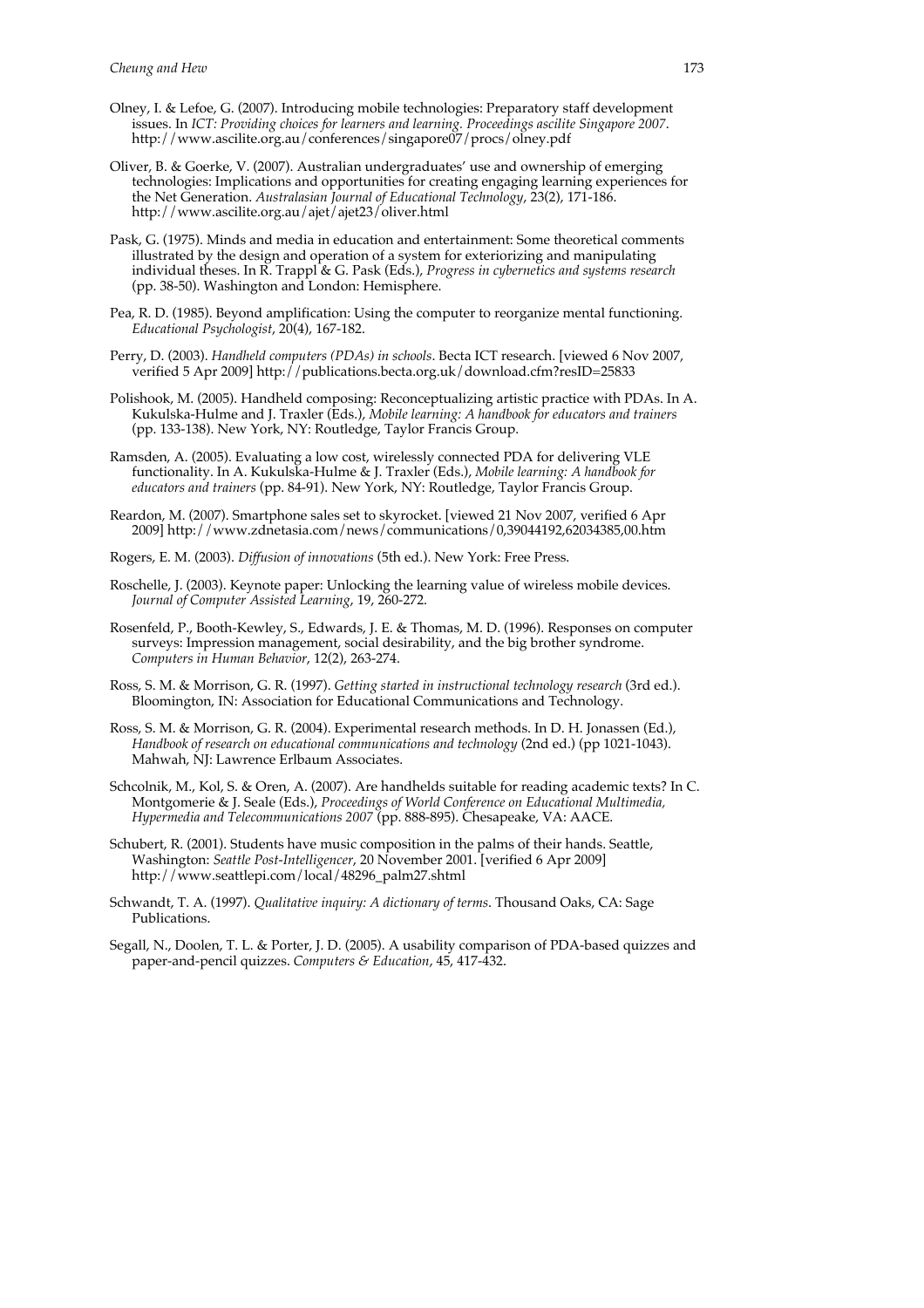Olney, I. & Lefoe, G. (2007). Introducing mobile technologies: Preparatory staff development issues. In *ICT: Providing choices for learners and learning. Proceedings ascilite Singapore 2007*. http://www.ascilite.org.au/conferences/singapore07/procs/olney.pdf

Oliver, B. & Goerke, V. (2007). Australian undergraduates' use and ownership of emerging technologies: Implications and opportunities for creating engaging learning experiences for the Net Generation. *Australasian Journal of Educational Technology*, 23(2), 171-186. http://www.ascilite.org.au/ajet/ajet23/oliver.html

Pask, G. (1975). Minds and media in education and entertainment: Some theoretical comments illustrated by the design and operation of a system for exteriorizing and manipulating individual theses. In R. Trappl & G. Pask (Eds.), *Progress in cybernetics and systems research* (pp. 38-50). Washington and London: Hemisphere.

Pea, R. D. (1985). Beyond amplification: Using the computer to reorganize mental functioning. *Educational Psychologist*, 20(4), 167-182.

Perry, D. (2003). *Handheld computers (PDAs) in schools*. Becta ICT research. [viewed 6 Nov 2007, verified 5 Apr 2009] http://publications.becta.org.uk/download.cfm?resID=25833

Polishook, M. (2005). Handheld composing: Reconceptualizing artistic practice with PDAs. In A. Kukulska-Hulme and J. Traxler (Eds.), *Mobile learning: A handbook for educators and trainers* (pp. 133-138). New York, NY: Routledge, Taylor Francis Group.

Ramsden, A. (2005). Evaluating a low cost, wirelessly connected PDA for delivering VLE functionality. In A. Kukulska-Hulme & J. Traxler (Eds.), *Mobile learning: A handbook for educators and trainers* (pp. 84-91). New York, NY: Routledge, Taylor Francis Group.

Reardon, M. (2007). Smartphone sales set to skyrocket. [viewed 21 Nov 2007, verified 6 Apr 2009] http://www.zdnetasia.com/news/communications/0,39044192,62034385,00.htm

Rogers, E. M. (2003). *Diffusion of innovations* (5th ed.). New York: Free Press.

Roschelle, J. (2003). Keynote paper: Unlocking the learning value of wireless mobile devices. *Journal of Computer Assisted Learning*, 19, 260-272.

Rosenfeld, P., Booth-Kewley, S., Edwards, J. E. & Thomas, M. D. (1996). Responses on computer surveys: Impression management, social desirability, and the big brother syndrome. *Computers in Human Behavior*, 12(2), 263-274.

Ross, S. M. & Morrison, G. R. (1997). *Getting started in instructional technology research* (3rd ed.). Bloomington, IN: Association for Educational Communications and Technology.

Ross, S. M. & Morrison, G. R. (2004). Experimental research methods. In D. H. Jonassen (Ed.), *Handbook of research on educational communications and technology* (2nd ed.) (pp 1021-1043). Mahwah, NJ: Lawrence Erlbaum Associates.

Schcolnik, M., Kol, S. & Oren, A. (2007). Are handhelds suitable for reading academic texts? In C. Montgomerie & J. Seale (Eds.), *Proceedings of World Conference on Educational Multimedia, Hypermedia and Telecommunications 2007* (pp. 888-895). Chesapeake, VA: AACE.

Schubert, R. (2001). Students have music composition in the palms of their hands. Seattle, Washington: *Seattle Post-Intelligencer*, 20 November 2001. [verified 6 Apr 2009] http://www.seattlepi.com/local/48296_palm27.shtml

Schwandt, T. A. (1997). *Qualitative inquiry: A dictionary of terms*. Thousand Oaks, CA: Sage Publications.

Segall, N., Doolen, T. L. & Porter, J. D. (2005). A usability comparison of PDA-based quizzes and paper-and-pencil quizzes. *Computers & Education*, 45, 417-432.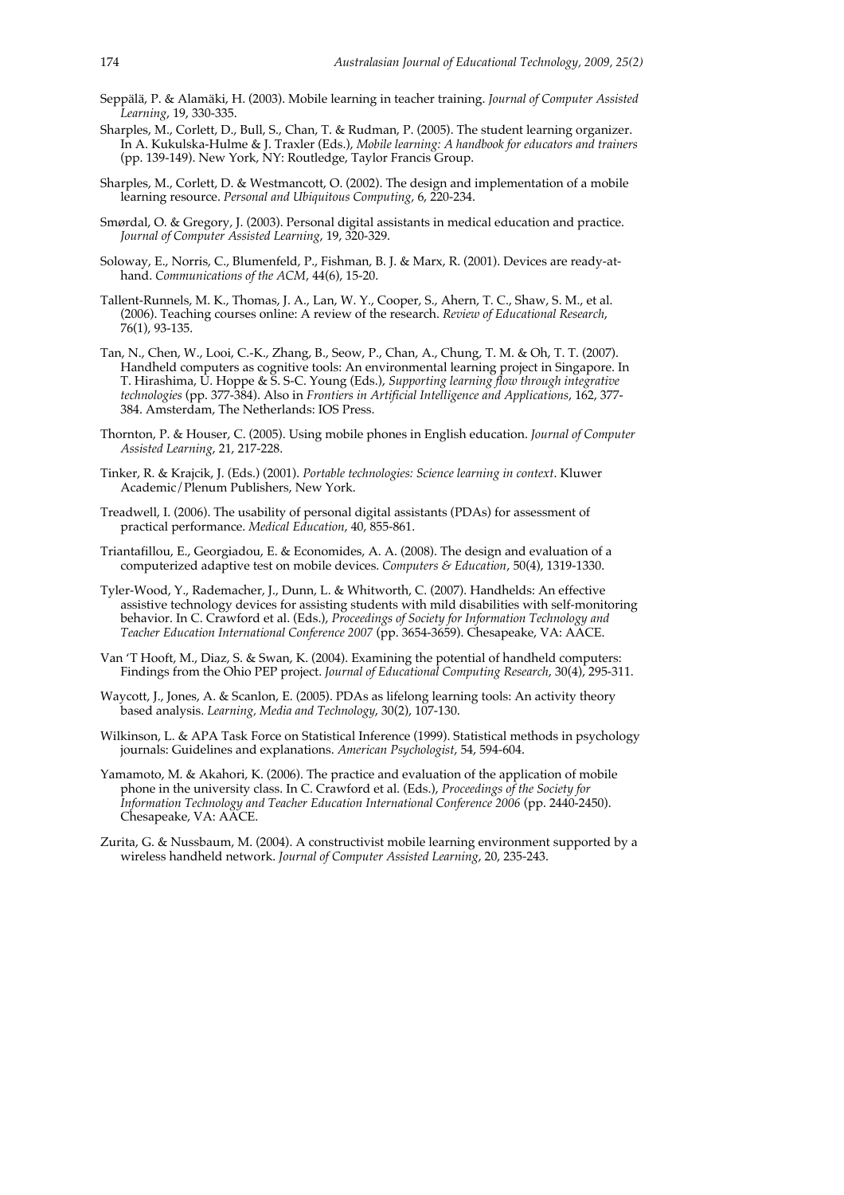Seppälä, P. & Alamäki, H. (2003). Mobile learning in teacher training. *Journal of Computer Assisted Learning*, 19, 330-335.

Sharples, M., Corlett, D., Bull, S., Chan, T. & Rudman, P. (2005). The student learning organizer. In A. Kukulska-Hulme & J. Traxler (Eds.), *Mobile learning: A handbook for educators and trainers* (pp. 139-149). New York, NY: Routledge, Taylor Francis Group.

Sharples, M., Corlett, D. & Westmancott, O. (2002). The design and implementation of a mobile learning resource. *Personal and Ubiquitous Computing*, 6, 220-234.

Smørdal, O. & Gregory, J. (2003). Personal digital assistants in medical education and practice. *Journal of Computer Assisted Learning*, 19, 320-329.

Soloway, E., Norris, C., Blumenfeld, P., Fishman, B. J. & Marx, R. (2001). Devices are ready-at-hand. *Communications of the ACM*, 44(6), 15-20.

Tallent-Runnels, M. K., Thomas, J. A., Lan, W. Y., Cooper, S., Ahern, T. C., Shaw, S. M., et al. (2006). Teaching courses online: A review of the research. *Review of Educational Research*, 76(1), 93-135.

Tan, N., Chen, W., Looi, C.-K., Zhang, B., Seow, P., Chan, A., Chung, T. M. & Oh, T. T. (2007). Handheld computers as cognitive tools: An environmental learning project in Singapore. In T. Hirashima, U. Hoppe & S. S-C. Young (Eds.), *Supporting learning flow through integrative technologies* (pp. 377-384). Also in *Frontiers in Artificial Intelligence and Applications*, 162, 377-384. Amsterdam, The Netherlands: IOS Press.

Thornton, P. & Houser, C. (2005). Using mobile phones in English education. *Journal of Computer Assisted Learning*, 21, 217-228.

Tinker, R. & Krajcik, J. (Eds.) (2001). *Portable technologies: Science learning in context*. Kluwer Academic/Plenum Publishers, New York.

Treadwell, I. (2006). The usability of personal digital assistants (PDAs) for assessment of practical performance. *Medical Education*, 40, 855-861.

Triantafillou, E., Georgiadou, E. & Economides, A. A. (2008). The design and evaluation of a computerized adaptive test on mobile devices. *Computers & Education*, 50(4), 1319-1330.

Tyler-Wood, Y., Rademacher, J., Dunn, L. & Whitworth, C. (2007). Handhelds: An effective assistive technology devices for assisting students with mild disabilities with self-monitoring behavior. In C. Crawford et al. (Eds.), *Proceedings of Society for Information Technology and Teacher Education International Conference 2007* (pp. 3654-3659). Chesapeake, VA: AACE.

Van 'T Hooft, M., Diaz, S. & Swan, K. (2004). Examining the potential of handheld computers: Findings from the Ohio PEP project. *Journal of Educational Computing Research*, 30(4), 295-311.

Waycott, J., Jones, A. & Scanlon, E. (2005). PDAs as lifelong learning tools: An activity theory based analysis. *Learning, Media and Technology*, 30(2), 107-130.

Wilkinson, L. & APA Task Force on Statistical Inference (1999). Statistical methods in psychology journals: Guidelines and explanations. *American Psychologist*, 54, 594-604.

Yamamoto, M. & Akahori, K. (2006). The practice and evaluation of the application of mobile phone in the university class. In C. Crawford et al. (Eds.), *Proceedings of the Society for Information Technology and Teacher Education International Conference 2006* (pp. 2440-2450). Chesapeake, VA: AACE.

Zurita, G. & Nussbaum, M. (2004). A constructivist mobile learning environment supported by a wireless handheld network. *Journal of Computer Assisted Learning*, 20, 235-243.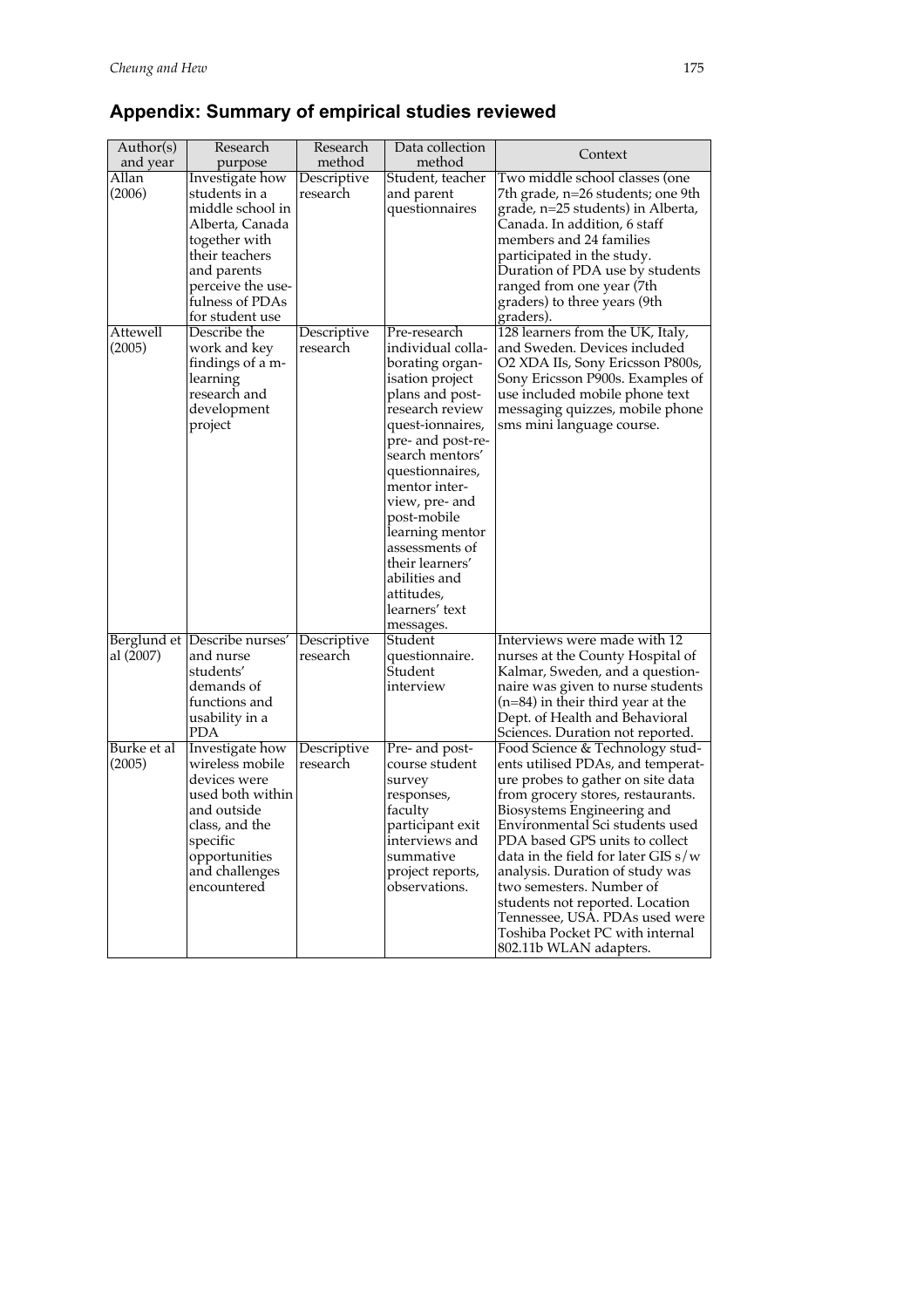## Appendix: Summary of empirical studies reviewed

| Author(s) and year | Research purpose | Research method | Data collection method | Context |
|---|---|---|---|---|
| Allan (2006) | Investigate how students in a middle school in Alberta, Canada together with their teachers and parents perceive the usefulness of PDAs for student use | Descriptive research | Student, teacher and parent questionnaires | Two middle school classes (one 7th grade, n=26 students; one 9th grade, n=25 students) in Alberta, Canada. In addition, 6 staff members and 24 families participated in the study. Duration of PDA use by students ranged from one year (7th graders) to three years (9th graders). |
| Attewell (2005) | Describe the work and key findings of a m-learning research and development project | Descriptive research | Pre-research individual collaborating organisation project plans and post-research review quest-ionnaires, pre- and post-research mentors' questionnaires, mentor interview, pre- and post-mobile learning mentor assessments of their learners' abilities and attitudes, learners' text messages. | 128 learners from the UK, Italy, and Sweden. Devices included O2 XDA IIs, Sony Ericsson P800s, Sony Ericsson P900s. Examples of use included mobile phone text messaging quizzes, mobile phone sms mini language course. |
| Berglund et al (2007) | Describe nurses' and nurse students' demands of functions and usability in a PDA | Descriptive research | Student questionnaire. Student interview | Interviews were made with 12 nurses at the County Hospital of Kalmar, Sweden, and a questionnaire was given to nurse students (n=84) in their third year at the Dept. of Health and Behavioral Sciences. Duration not reported. |
| Burke et al (2005) | Investigate how wireless mobile devices were used both within and outside class, and the specific opportunities and challenges encountered | Descriptive research | Pre- and post-course student survey responses, faculty participant exit interviews and summative project reports, observations. | Food Science & Technology students utilised PDAs, and temperature probes to gather on site data from grocery stores, restaurants. Biosystems Engineering and Environmental Sci students used PDA based GPS units to collect data in the field for later GIS s/w analysis. Duration of study was two semesters. Number of students not reported. Location Tennessee, USA. PDAs used were Toshiba Pocket PC with internal 802.11b WLAN adapters. |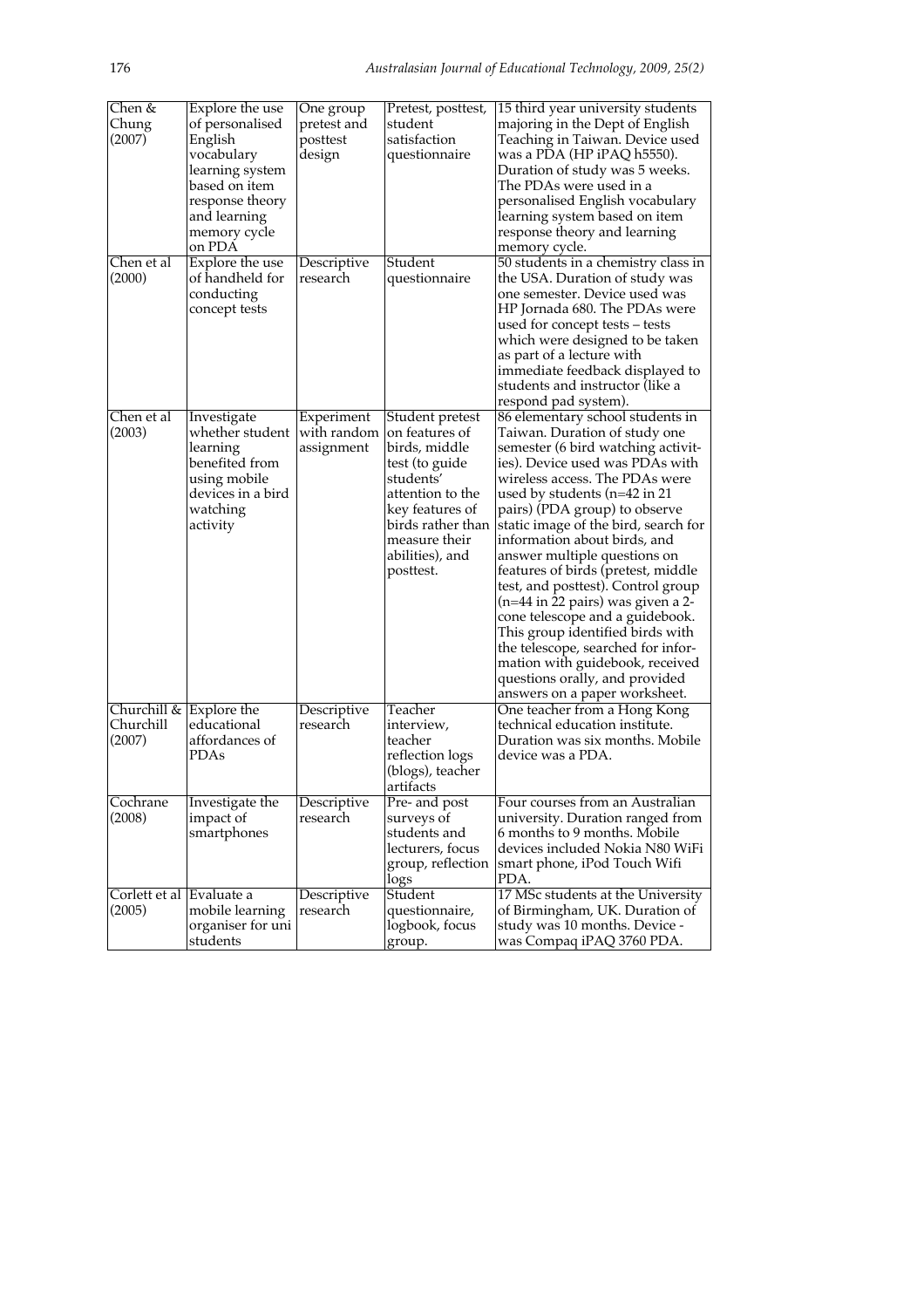| | | | | |
|---|---|---|---|---|
| Chen & Chung (2007) | Explore the use of personalised English vocabulary learning system based on item response theory and learning memory cycle on PDA | One group pretest and posttest design | Pretest, posttest, student satisfaction questionnaire | 15 third year university students majoring in the Dept of English Teaching in Taiwan. Device used was a PDA (HP iPAQ h5550). Duration of study was 5 weeks. The PDAs were used in a personalised English vocabulary learning system based on item response theory and learning memory cycle. |
| Chen et al (2000) | Explore the use of handheld for conducting concept tests | Descriptive research | Student questionnaire | 50 students in a chemistry class in the USA. Duration of study was one semester. Device used was HP Jornada 680. The PDAs were used for concept tests – tests which were designed to be taken as part of a lecture with immediate feedback displayed to students and instructor (like a respond pad system). |
| Chen et al (2003) | Investigate whether student learning benefited from using mobile devices in a bird watching activity | Experiment with random assignment | Student pretest on features of birds, middle test (to guide students' attention to the key features of birds rather than measure their abilities), and posttest. | 86 elementary school students in Taiwan. Duration of study one semester (6 bird watching activities). Device used was PDAs with wireless access. The PDAs were used by students (n=42 in 21 pairs) (PDA group) to observe static image of the bird, search for information about birds, and answer multiple questions on features of birds (pretest, middle test, and posttest). Control group (n=44 in 22 pairs) was given a 2-cone telescope and a guidebook. This group identified birds with the telescope, searched for information with guidebook, received questions orally, and provided answers on a paper worksheet. |
| Churchill & Churchill (2007) | Explore the educational affordances of PDAs | Descriptive research | Teacher interview, teacher reflection logs (blogs), teacher artifacts | One teacher from a Hong Kong technical education institute. Duration was six months. Mobile device was a PDA. |
| Cochrane (2008) | Investigate the impact of smartphones | Descriptive research | Pre- and post surveys of students and lecturers, focus group, reflection logs | Four courses from an Australian university. Duration ranged from 6 months to 9 months. Mobile devices included Nokia N80 WiFi smart phone, iPod Touch Wifi PDA. |
| Corlett et al (2005) | Evaluate a mobile learning organiser for uni students | Descriptive research | Student questionnaire, logbook, focus group. | 17 MSc students at the University of Birmingham, UK. Duration of study was 10 months. Device - was Compaq iPAQ 3760 PDA. |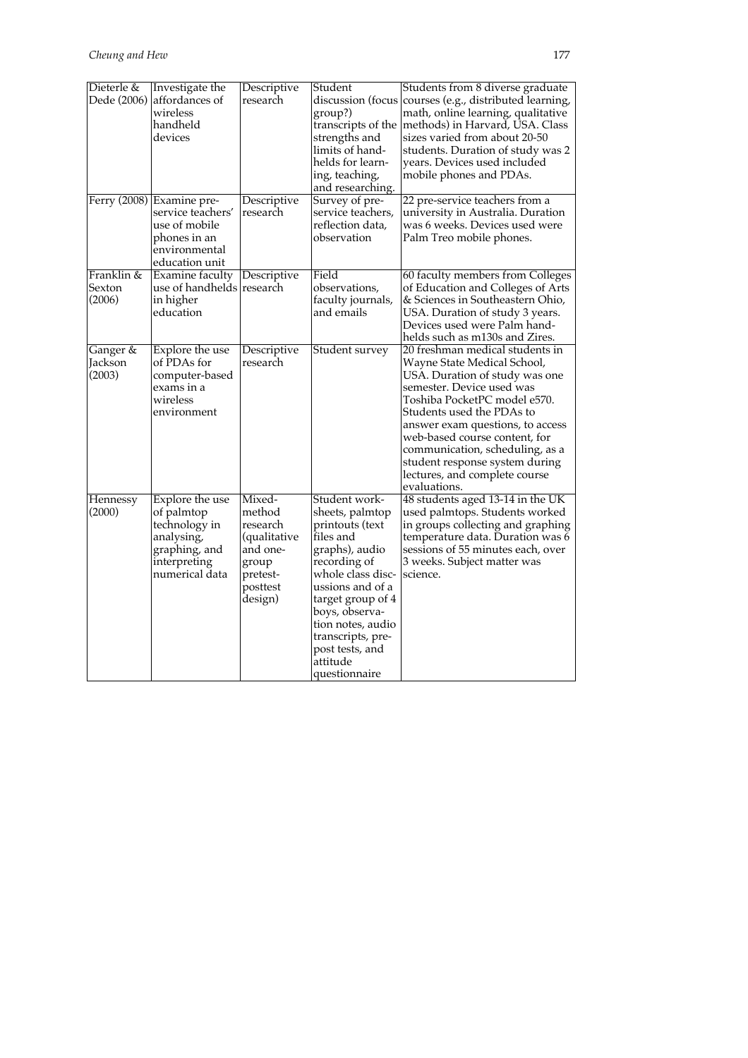| Dieterle & Dede (2006) | Investigate the affordances of wireless handheld devices | Descriptive research | Student discussion (focus group?) transcripts of the strengths and limits of handhelds for learning, teaching, and researching. | Students from 8 diverse graduate courses (e.g., distributed learning, math, online learning, qualitative methods) in Harvard, USA. Class sizes varied from about 20-50 students. Duration of study was 2 years. Devices used included mobile phones and PDAs. |
|---|---|---|---|---|
| Ferry (2008) | Examine pre-service teachers' use of mobile phones in an environmental education unit | Descriptive research | Survey of pre-service teachers, reflection data, observation | 22 pre-service teachers from a university in Australia. Duration was 6 weeks. Devices used were Palm Treo mobile phones. |
| Franklin & Sexton (2006) | Examine faculty use of handhelds in higher education | Descriptive research | Field observations, faculty journals, and emails | 60 faculty members from Colleges of Education and Colleges of Arts & Sciences in Southeastern Ohio, USA. Duration of study 3 years. Devices used were Palm handhelds such as m130s and Zires. |
| Ganger & Jackson (2003) | Explore the use of PDAs for computer-based exams in a wireless environment | Descriptive research | Student survey | 20 freshman medical students in Wayne State Medical School, USA. Duration of study was one semester. Device used was Toshiba PocketPC model e570. Students used the PDAs to answer exam questions, to access web-based course content, for communication, scheduling, as a student response system during lectures, and complete course evaluations. |
| Hennessy (2000) | Explore the use of palmtop technology in analysing, graphing, and interpreting numerical data | Mixed-method research (qualitative and one-group pretest-posttest design) | Student worksheets, palmtop printouts (text files and graphs), audio recording of whole class discussions and of a target group of 4 boys, observation notes, audio transcripts, pre-post tests, and attitude questionnaire | 48 students aged 13-14 in the UK used palmtops. Students worked in groups collecting and graphing temperature data. Duration was 6 sessions of 55 minutes each, over 3 weeks. Subject matter was science. |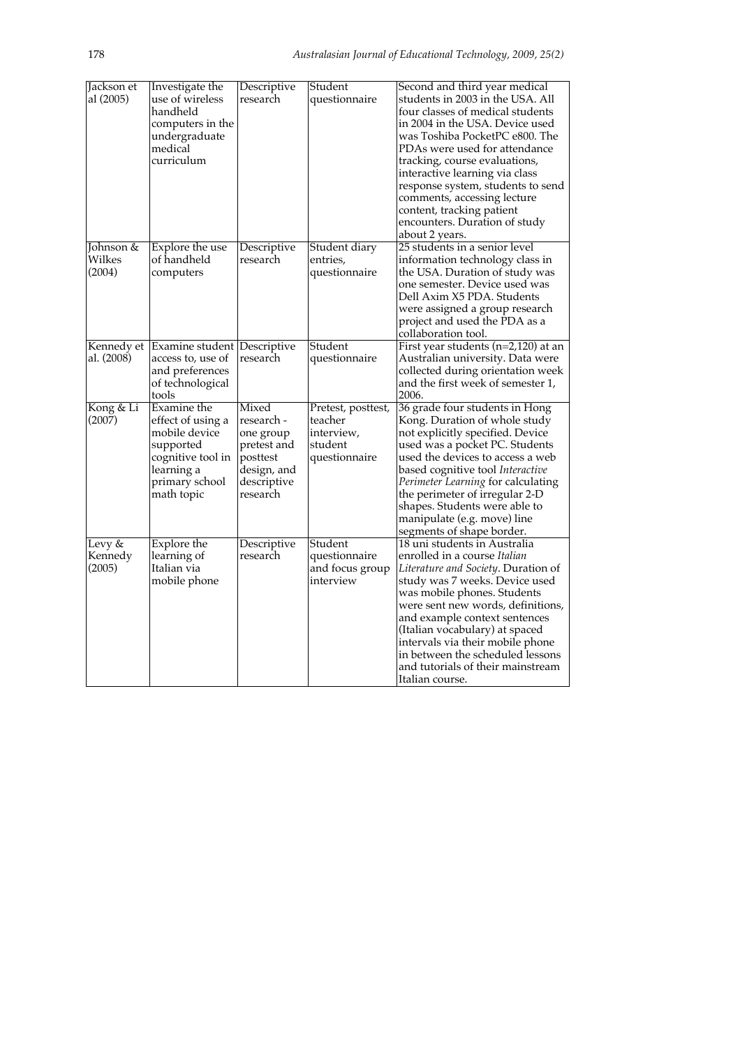| Jackson et al (2005) | Investigate the use of wireless handheld computers in the undergraduate medical curriculum | Descriptive research | Student questionnaire | Second and third year medical students in 2003 in the USA. All four classes of medical students in 2004 in the USA. Device used was Toshiba PocketPC e800. The PDAs were used for attendance tracking, course evaluations, interactive learning via class response system, students to send comments, accessing lecture content, tracking patient encounters. Duration of study about 2 years. |
|---|---|---|---|---|
| Johnson & Wilkes (2004) | Explore the use of handheld computers | Descriptive research | Student diary entries, questionnaire | 25 students in a senior level information technology class in the USA. Duration of study was one semester. Device used was Dell Axim X5 PDA. Students were assigned a group research project and used the PDA as a collaboration tool. |
| Kennedy et al. (2008) | Examine student access to, use of and preferences of technological tools | Descriptive research | Student questionnaire | First year students (n=2,120) at an Australian university. Data were collected during orientation week and the first week of semester 1, 2006. |
| Kong & Li (2007) | Examine the effect of using a mobile device supported cognitive tool in learning a primary school math topic | Mixed research - one group pretest and posttest design, and descriptive research | Pretest, posttest, teacher interview, student questionnaire | 36 grade four students in Hong Kong. Duration of whole study not explicitly specified. Device used was a pocket PC. Students used the devices to access a web based cognitive tool *Interactive Perimeter Learning* for calculating the perimeter of irregular 2-D shapes. Students were able to manipulate (e.g. move) line segments of shape border. |
| Levy & Kennedy (2005) | Explore the learning of Italian via mobile phone | Descriptive research | Student questionnaire and focus group interview | 18 uni students in Australia enrolled in a course *Italian Literature and Society*. Duration of study was 7 weeks. Device used was mobile phones. Students were sent new words, definitions, and example context sentences (Italian vocabulary) at spaced intervals via their mobile phone in between the scheduled lessons and tutorials of their mainstream Italian course. |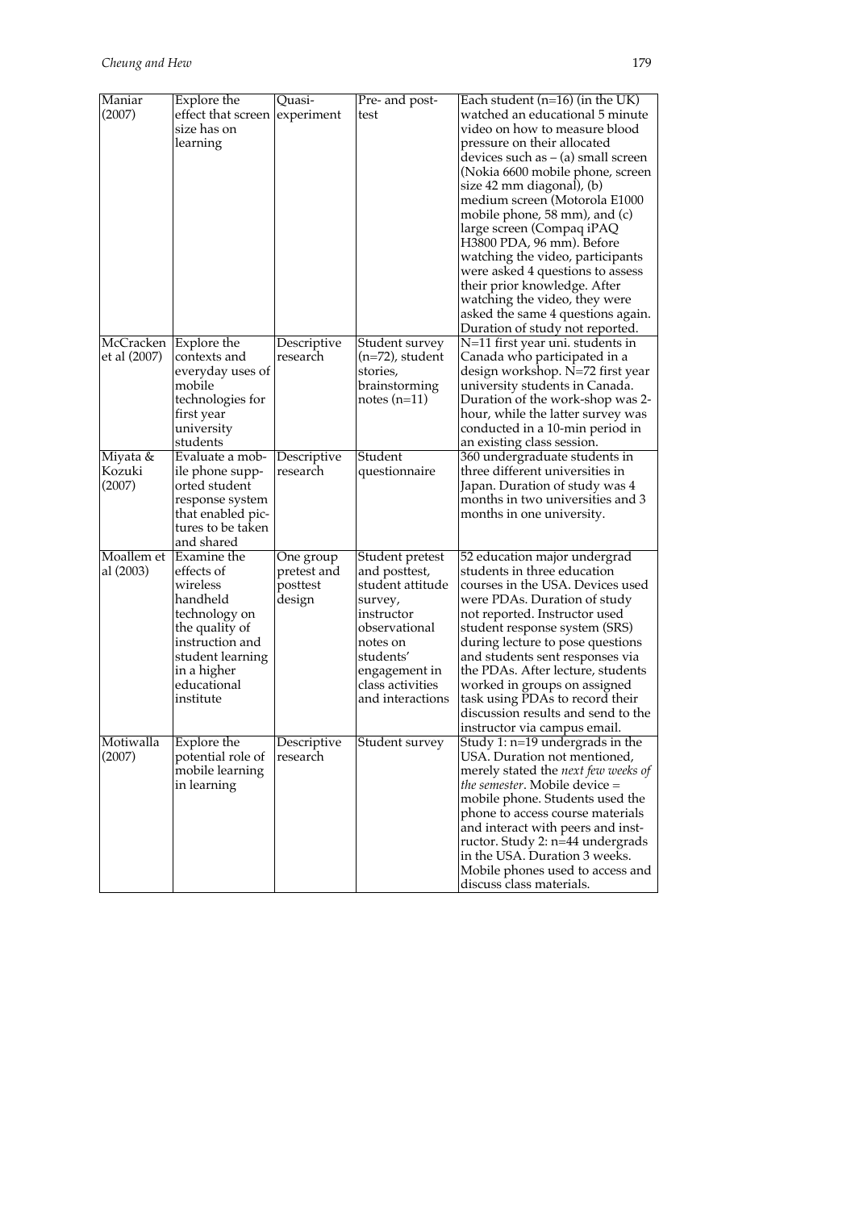| | | | | |
|---|---|---|---|---|
| Maniar (2007) | Explore the effect that screen size has on learning | Quasi-experiment | Pre- and post-test | Each student (n=16) (in the UK) watched an educational 5 minute video on how to measure blood pressure on their allocated devices such as – (a) small screen (Nokia 6600 mobile phone, screen size 42 mm diagonal), (b) medium screen (Motorola E1000 mobile phone, 58 mm), and (c) large screen (Compaq iPAQ H3800 PDA, 96 mm). Before watching the video, participants were asked 4 questions to assess their prior knowledge. After watching the video, they were asked the same 4 questions again. Duration of study not reported. |
| McCracken et al (2007) | Explore the contexts and everyday uses of mobile technologies for first year university students | Descriptive research | Student survey (n=72), student stories, brainstorming notes (n=11) | N=11 first year uni. students in Canada who participated in a design workshop. N=72 first year university students in Canada. Duration of the work-shop was 2-hour, while the latter survey was conducted in a 10-min period in an existing class session. |
| Miyata & Kozuki (2007) | Evaluate a mobile phone supported student response system that enabled pictures to be taken and shared | Descriptive research | Student questionnaire | 360 undergraduate students in three different universities in Japan. Duration of study was 4 months in two universities and 3 months in one university. |
| Moallem et al (2003) | Examine the effects of wireless handheld technology on the quality of instruction and student learning in a higher educational institute | One group pretest and posttest design | Student pretest and posttest, student attitude survey, instructor observational notes on students' engagement in class activities and interactions | 52 education major undergrad students in three education courses in the USA. Devices used were PDAs. Duration of study not reported. Instructor used student response system (SRS) during lecture to pose questions and students sent responses via the PDAs. After lecture, students worked in groups on assigned task using PDAs to record their discussion results and send to the instructor via campus email. |
| Motiwalla (2007) | Explore the potential role of mobile learning in learning | Descriptive research | Student survey | Study 1: n=19 undergrads in the USA. Duration not mentioned, merely stated the *next few weeks of the semester*. Mobile device = mobile phone. Students used the phone to access course materials and interact with peers and instructor. Study 2: n=44 undergrads in the USA. Duration 3 weeks. Mobile phones used to access and discuss class materials. |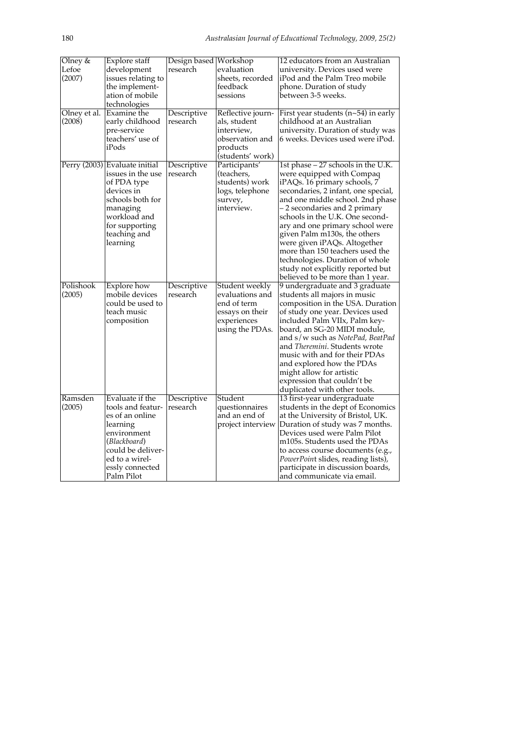| Olney & Lefoe (2007) | Explore staff development issues relating to the implementation of mobile technologies | Design based research | Workshop evaluation sheets, recorded feedback sessions | 12 educators from an Australian university. Devices used were iPod and the Palm Treo mobile phone. Duration of study between 3-5 weeks. |
|---|---|---|---|---|
| Olney et al. (2008) | Examine the early childhood pre-service teachers' use of iPods | Descriptive research | Reflective journals, student interview, observation and products (students' work) | First year students (n~54) in early childhood at an Australian university. Duration of study was 6 weeks. Devices used were iPod. |
| Perry (2003) | Evaluate initial issues in the use of PDA type devices in schools both for managing workload and for supporting teaching and learning | Descriptive research | Participants' (teachers, students) work logs, telephone survey, interview. | 1st phase – 27 schools in the U.K. were equipped with Compaq iPAQs. 16 primary schools, 7 secondaries, 2 infant, one special, and one middle school. 2nd phase – 2 secondaries and 2 primary schools in the U.K. One secondary and one primary school were given Palm m130s, the others were given iPAQs. Altogether more than 150 teachers used the technologies. Duration of whole study not explicitly reported but believed to be more than 1 year. |
| Polishook (2005) | Explore how mobile devices could be used to teach music composition | Descriptive research | Student weekly evaluations and end of term essays on their experiences using the PDAs. | 9 undergraduate and 3 graduate students all majors in music composition in the USA. Duration of study one year. Devices used included Palm VIIx, Palm keyboard, an SG-20 MIDI module, and s/w such as *NotePad, BeatPad* and *Theremini*. Students wrote music with and for their PDAs and explored how the PDAs might allow for artistic expression that couldn't be duplicated with other tools. |
| Ramsden (2005) | Evaluate if the tools and features of an online learning environment (*Blackboard*) could be delivered to a wirelessly connected Palm Pilot | Descriptive research | Student questionnaires and an end of project interview | 13 first-year undergraduate students in the dept of Economics at the University of Bristol, UK. Duration of study was 7 months. Devices used were Palm Pilot m105s. Students used the PDAs to access course documents (e.g., *PowerPoint* slides, reading lists), participate in discussion boards, and communicate via email. |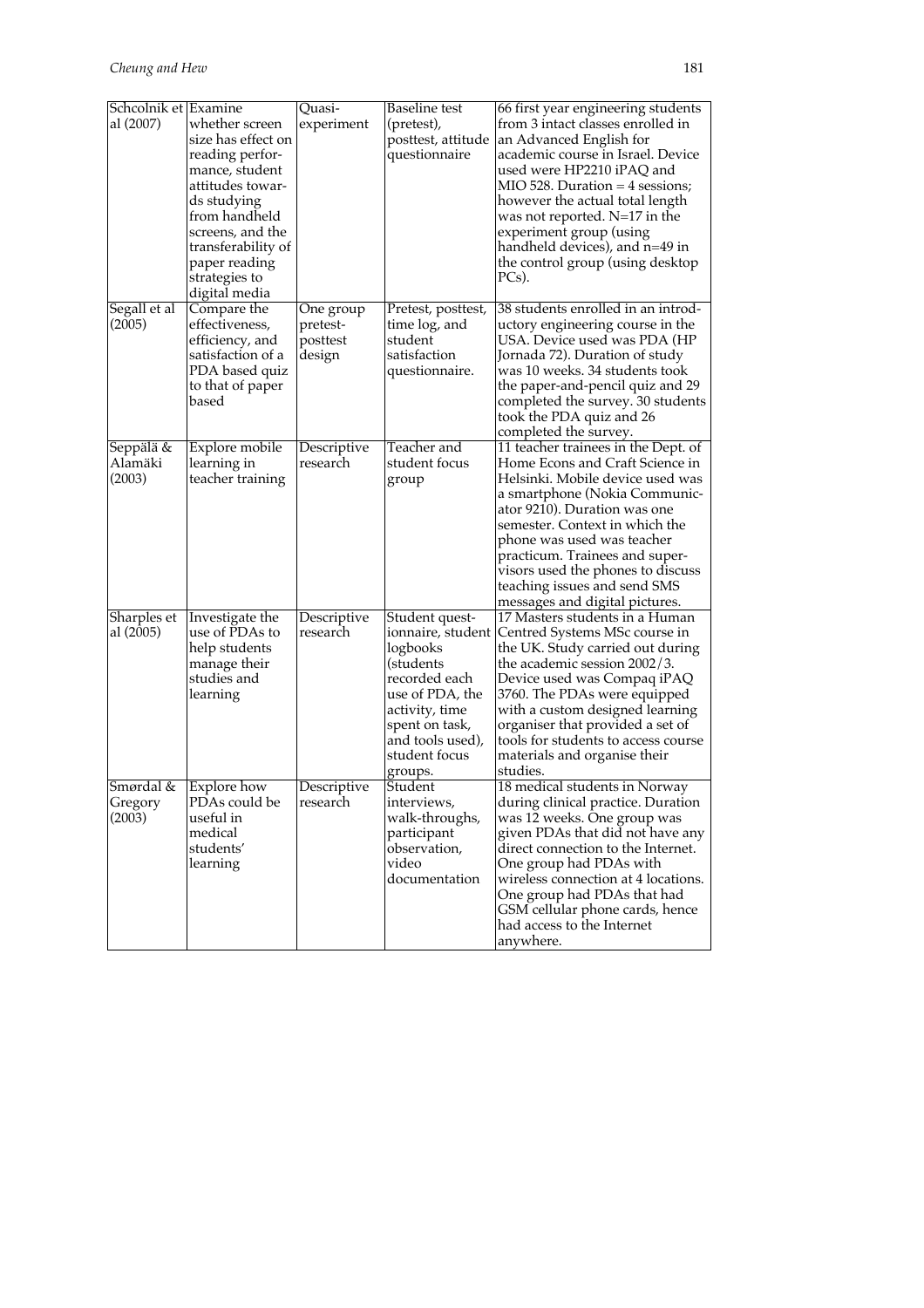| Schcolnik et al (2007) | Examine whether screen size has effect on reading performance, student attitudes towards studying from handheld screens, and the transferability of paper reading strategies to digital media | Quasi-experiment | Baseline test (pretest), posttest, attitude questionnaire | 66 first year engineering students from 3 intact classes enrolled in an Advanced English for academic course in Israel. Device used were HP2210 iPAQ and MIO 528. Duration = 4 sessions; however the actual total length was not reported. N=17 in the experiment group (using handheld devices), and n=49 in the control group (using desktop PCs). |
|---|---|---|---|---|
| Segall et al (2005) | Compare the effectiveness, efficiency, and satisfaction of a PDA based quiz to that of paper based | One group pretest-posttest design | Pretest, posttest, time log, and student satisfaction questionnaire. | 38 students enrolled in an introductory engineering course in the USA. Device used was PDA (HP Jornada 72). Duration of study was 10 weeks. 34 students took the paper-and-pencil quiz and 29 completed the survey. 30 students took the PDA quiz and 26 completed the survey. |
| Seppälä & Alamäki (2003) | Explore mobile learning in teacher training | Descriptive research | Teacher and student focus group | 11 teacher trainees in the Dept. of Home Econs and Craft Science in Helsinki. Mobile device used was a smartphone (Nokia Communicator 9210). Duration was one semester. Context in which the phone was used was teacher practicum. Trainees and supervisors used the phones to discuss teaching issues and send SMS messages and digital pictures. |
| Sharples et al (2005) | Investigate the use of PDAs to help students manage their studies and learning | Descriptive research | Student questionnaire, student logbooks (students recorded each use of PDA, the activity, time spent on task, and tools used), student focus groups. | 17 Masters students in a Human Centred Systems MSc course in the UK. Study carried out during the academic session 2002/3. Device used was Compaq iPAQ 3760. The PDAs were equipped with a custom designed learning organiser that provided a set of tools for students to access course materials and organise their studies. |
| Smørdal & Gregory (2003) | Explore how PDAs could be useful in medical students' learning | Descriptive research | Student interviews, walk-throughs, participant observation, video documentation | 18 medical students in Norway during clinical practice. Duration was 12 weeks. One group was given PDAs that did not have any direct connection to the Internet. One group had PDAs with wireless connection at 4 locations. One group had PDAs that had GSM cellular phone cards, hence had access to the Internet anywhere. |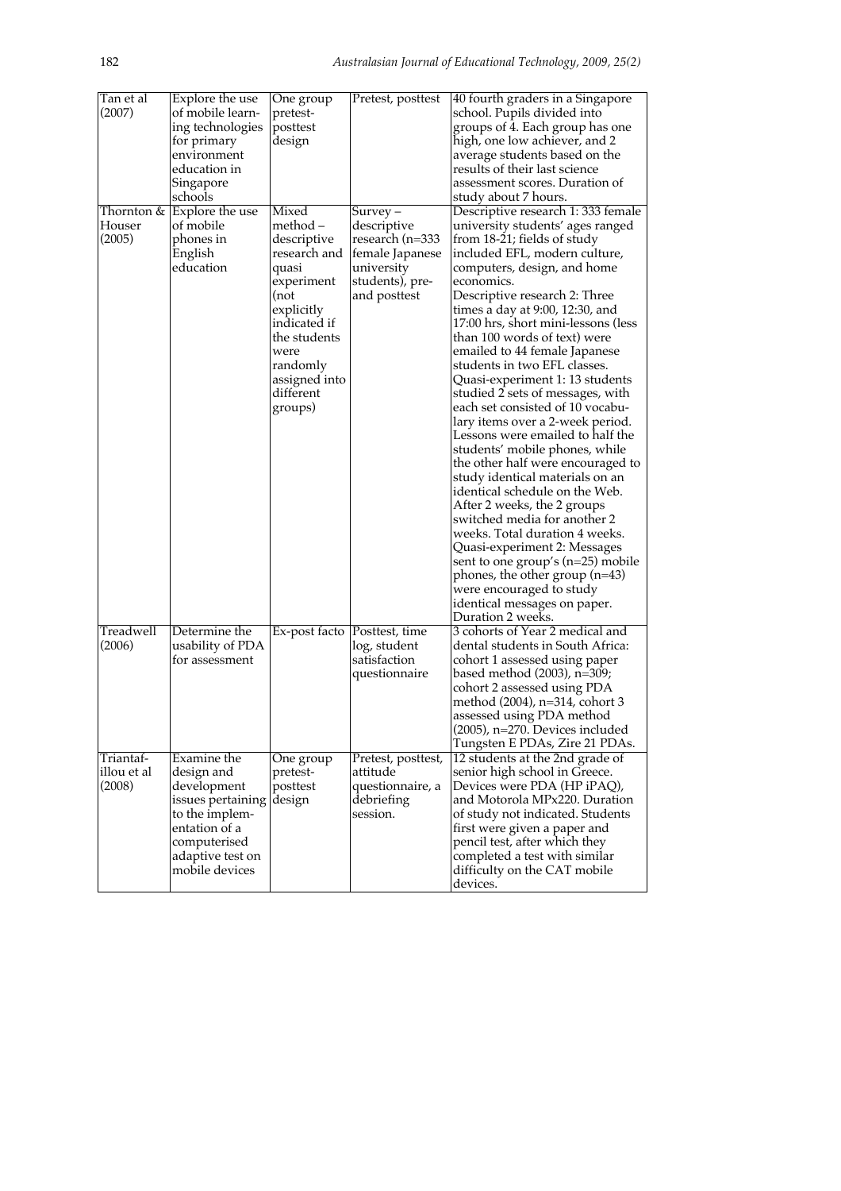| | | | | |
|---|---|---|---|---|
| Tan et al (2007) | Explore the use of mobile learning technologies for primary environment education in Singapore schools | One group pretest-posttest design | Pretest, posttest | 40 fourth graders in a Singapore school. Pupils divided into groups of 4. Each group has one high, one low achiever, and 2 average students based on the results of their last science assessment scores. Duration of study about 7 hours. |
| Thornton & Houser (2005) | Explore the use of mobile phones in English education | Mixed method – descriptive research and quasi experiment (not explicitly indicated if the students were randomly assigned into different groups) | Survey – descriptive research (n=333 female Japanese university students), pre- and posttest | Descriptive research 1: 333 female university students' ages ranged from 18-21; fields of study included EFL, modern culture, computers, design, and home economics. Descriptive research 2: Three times a day at 9:00, 12:30, and 17:00 hrs, short mini-lessons (less than 100 words of text) were emailed to 44 female Japanese students in two EFL classes. Quasi-experiment 1: 13 students studied 2 sets of messages, with each set consisted of 10 vocabulary items over a 2-week period. Lessons were emailed to half the students' mobile phones, while the other half were encouraged to study identical materials on an identical schedule on the Web. After 2 weeks, the 2 groups switched media for another 2 weeks. Total duration 4 weeks. Quasi-experiment 2: Messages sent to one group's (n=25) mobile phones, the other group (n=43) were encouraged to study identical messages on paper. Duration 2 weeks. |
| Treadwell (2006) | Determine the usability of PDA for assessment | Ex-post facto | Posttest, time log, student satisfaction questionnaire | 3 cohorts of Year 2 medical and dental students in South Africa: cohort 1 assessed using paper based method (2003), n=309; cohort 2 assessed using PDA method (2004), n=314, cohort 3 assessed using PDA method (2005), n=270. Devices included Tungsten E PDAs, Zire 21 PDAs. |
| Triantafillou et al (2008) | Examine the design and development issues pertaining to the implementation of a computerised adaptive test on mobile devices | One group pretest-posttest design | Pretest, posttest, attitude questionnaire, a debriefing session. | 12 students at the 2nd grade of senior high school in Greece. Devices were PDA (HP iPAQ), and Motorola MPx220. Duration of study not indicated. Students first were given a paper and pencil test, after which they completed a test with similar difficulty on the CAT mobile devices. |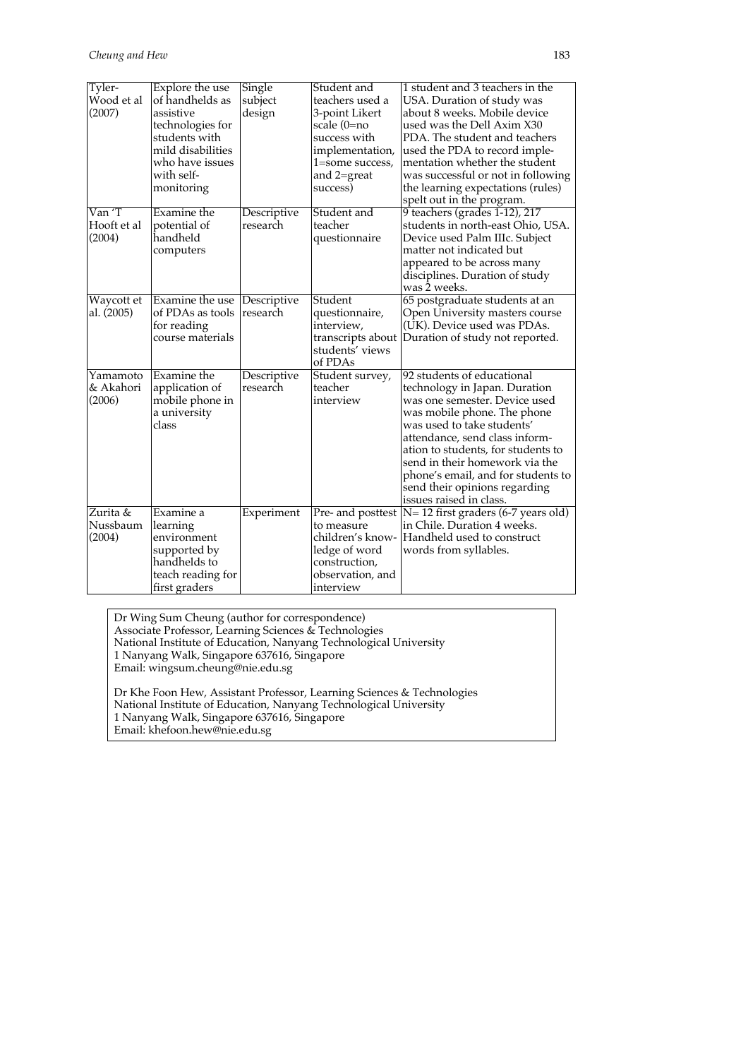| | | | | |
|---|---|---|---|---|
| Tyler-Wood et al (2007) | Explore the use of handhelds as assistive technologies for students with mild disabilities who have issues with self-monitoring | Single subject design | Student and teachers used a 3-point Likert scale (0=no success with implementation, 1=some success, and 2=great success) | 1 student and 3 teachers in the USA. Duration of study was about 8 weeks. Mobile device used was the Dell Axim X30 PDA. The student and teachers used the PDA to record implementation whether the student was successful or not in following the learning expectations (rules) spelt out in the program. |
| Van 'T Hooft et al (2004) | Examine the potential of handheld computers | Descriptive research | Student and teacher questionnaire | 9 teachers (grades 1-12), 217 students in north-east Ohio, USA. Device used Palm IIIc. Subject matter not indicated but appeared to be across many disciplines. Duration of study was 2 weeks. |
| Waycott et al. (2005) | Examine the use of PDAs as tools for reading course materials | Descriptive research | Student questionnaire, interview, transcripts about students' views of PDAs | 65 postgraduate students at an Open University masters course (UK). Device used was PDAs. Duration of study not reported. |
| Yamamoto & Akahori (2006) | Examine the application of mobile phone in a university class | Descriptive research | Student survey, teacher interview | 92 students of educational technology in Japan. Duration was one semester. Device used was mobile phone. The phone was used to take students' attendance, send class information to students, for students to send in their homework via the phone's email, and for students to send their opinions regarding issues raised in class. |
| Zurita & Nussbaum (2004) | Examine a learning environment supported by handhelds to teach reading for first graders | Experiment | Pre- and posttest to measure children's knowledge of word construction, observation, and interview | N= 12 first graders (6-7 years old) in Chile. Duration 4 weeks. Handheld used to construct words from syllables. |

Dr Wing Sum Cheung (author for correspondence)
Associate Professor, Learning Sciences & Technologies
National Institute of Education, Nanyang Technological University
1 Nanyang Walk, Singapore 637616, Singapore
Email: wingsum.cheung@nie.edu.sg

Dr Khe Foon Hew, Assistant Professor, Learning Sciences & Technologies
National Institute of Education, Nanyang Technological University
1 Nanyang Walk, Singapore 637616, Singapore
Email: khefoon.hew@nie.edu.sg